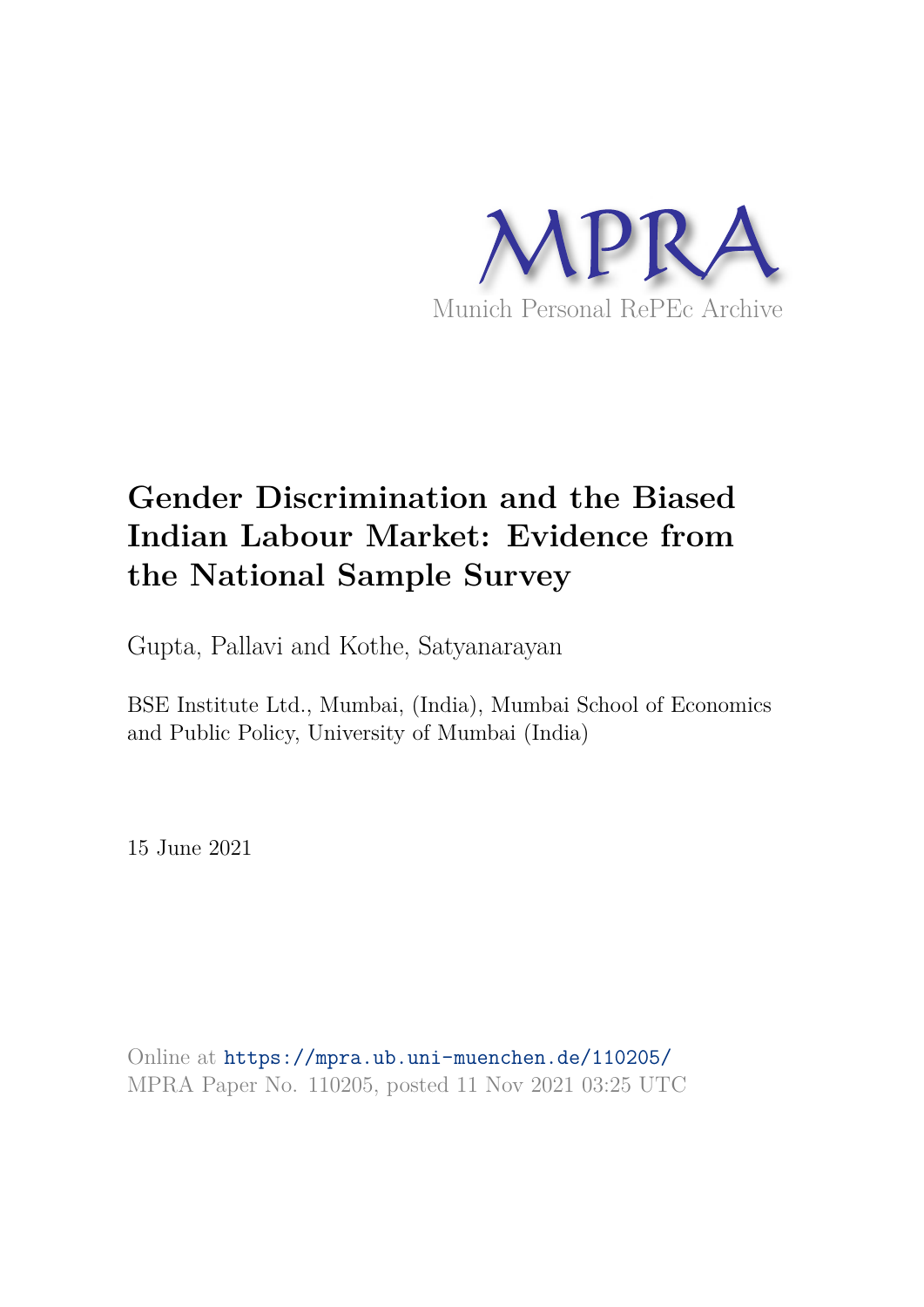MPRA

Munich Personal RePEc Archive

# Gender Discrimination and the Biased Indian Labour Market: Evidence from the National Sample Survey

Gupta, Pallavi and Kothe, Satyanarayan

BSE Institute Ltd., Mumbai, (India), Mumbai School of Economics and Public Policy, University of Mumbai (India)

15 June 2021

Online at https://mpra.ub.uni-muenchen.de/110205/
MPRA Paper No. 110205, posted 11 Nov 2021 03:25 UTC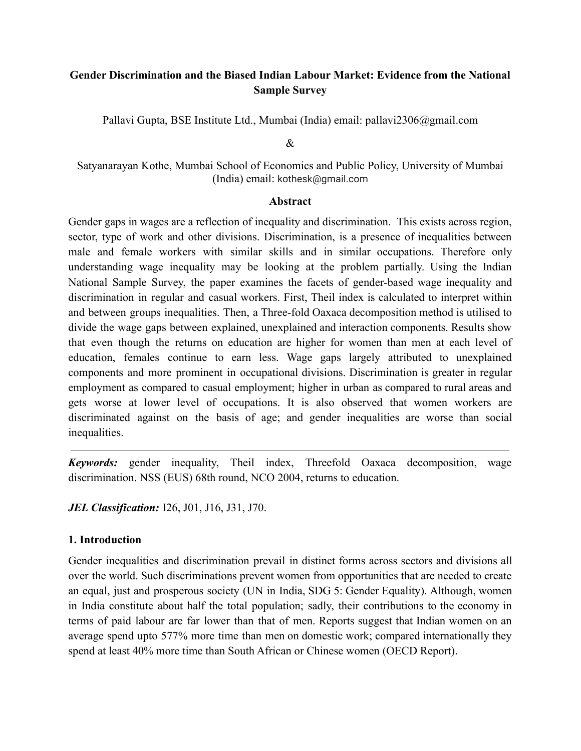**Gender Discrimination and the Biased Indian Labour Market: Evidence from the National Sample Survey**

Pallavi Gupta, BSE Institute Ltd., Mumbai (India) email: pallavi2306@gmail.com

&

Satyanarayan Kothe, Mumbai School of Economics and Public Policy, University of Mumbai (India) email: kothesk@gmail.com

## Abstract

Gender gaps in wages are a reflection of inequality and discrimination. This exists across region, sector, type of work and other divisions. Discrimination, is a presence of inequalities between male and female workers with similar skills and in similar occupations. Therefore only understanding wage inequality may be looking at the problem partially. Using the Indian National Sample Survey, the paper examines the facets of gender-based wage inequality and discrimination in regular and casual workers. First, Theil index is calculated to interpret within and between groups inequalities. Then, a Three-fold Oaxaca decomposition method is utilised to divide the wage gaps between explained, unexplained and interaction components. Results show that even though the returns on education are higher for women than men at each level of education, females continue to earn less. Wage gaps largely attributed to unexplained components and more prominent in occupational divisions. Discrimination is greater in regular employment as compared to casual employment; higher in urban as compared to rural areas and gets worse at lower level of occupations. It is also observed that women workers are discriminated against on the basis of age; and gender inequalities are worse than social inequalities.

---

***Keywords:*** gender inequality, Theil index, Threefold Oaxaca decomposition, wage discrimination. NSS (EUS) 68th round, NCO 2004, returns to education.

***JEL Classification:*** I26, J01, J16, J31, J70.

## 1. Introduction

Gender inequalities and discrimination prevail in distinct forms across sectors and divisions all over the world. Such discriminations prevent women from opportunities that are needed to create an equal, just and prosperous society (UN in India, SDG 5: Gender Equality). Although, women in India constitute about half the total population; sadly, their contributions to the economy in terms of paid labour are far lower than that of men. Reports suggest that Indian women on an average spend upto 577% more time than men on domestic work; compared internationally they spend at least 40% more time than South African or Chinese women (OECD Report).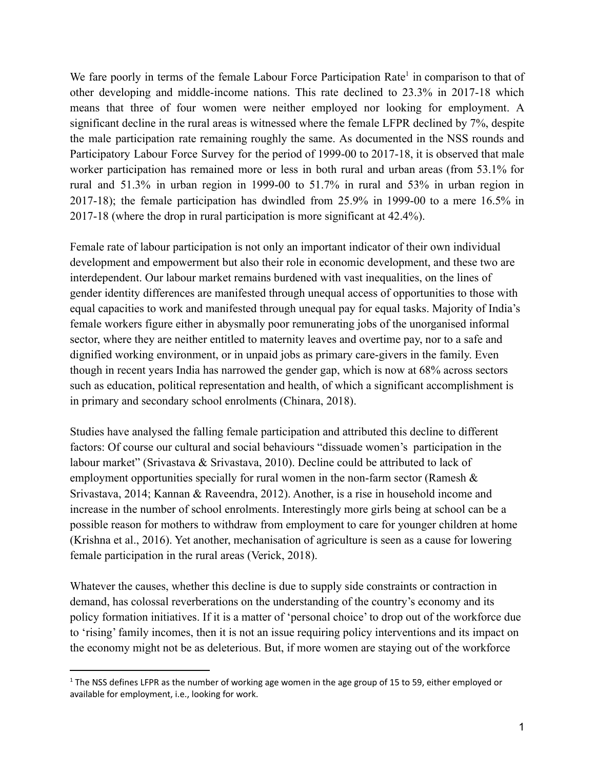We fare poorly in terms of the female Labour Force Participation Rate[1] in comparison to that of other developing and middle-income nations. This rate declined to 23.3% in 2017-18 which means that three of four women were neither employed nor looking for employment. A significant decline in the rural areas is witnessed where the female LFPR declined by 7%, despite the male participation rate remaining roughly the same. As documented in the NSS rounds and Participatory Labour Force Survey for the period of 1999-00 to 2017-18, it is observed that male worker participation has remained more or less in both rural and urban areas (from 53.1% for rural and 51.3% in urban region in 1999-00 to 51.7% in rural and 53% in urban region in 2017-18); the female participation has dwindled from 25.9% in 1999-00 to a mere 16.5% in 2017-18 (where the drop in rural participation is more significant at 42.4%).

Female rate of labour participation is not only an important indicator of their own individual development and empowerment but also their role in economic development, and these two are interdependent. Our labour market remains burdened with vast inequalities, on the lines of gender identity differences are manifested through unequal access of opportunities to those with equal capacities to work and manifested through unequal pay for equal tasks. Majority of India's female workers figure either in abysmally poor remunerating jobs of the unorganised informal sector, where they are neither entitled to maternity leaves and overtime pay, nor to a safe and dignified working environment, or in unpaid jobs as primary care-givers in the family. Even though in recent years India has narrowed the gender gap, which is now at 68% across sectors such as education, political representation and health, of which a significant accomplishment is in primary and secondary school enrolments (Chinara, 2018).

Studies have analysed the falling female participation and attributed this decline to different factors: Of course our cultural and social behaviours "dissuade women's participation in the labour market" (Srivastava & Srivastava, 2010). Decline could be attributed to lack of employment opportunities specially for rural women in the non-farm sector (Ramesh & Srivastava, 2014; Kannan & Raveendra, 2012). Another, is a rise in household income and increase in the number of school enrolments. Interestingly more girls being at school can be a possible reason for mothers to withdraw from employment to care for younger children at home (Krishna et al., 2016). Yet another, mechanisation of agriculture is seen as a cause for lowering female participation in the rural areas (Verick, 2018).

Whatever the causes, whether this decline is due to supply side constraints or contraction in demand, has colossal reverberations on the understanding of the country's economy and its policy formation initiatives. If it is a matter of 'personal choice' to drop out of the workforce due to 'rising' family incomes, then it is not an issue requiring policy interventions and its impact on the economy might not be as deleterious. But, if more women are staying out of the workforce

[1] The NSS defines LFPR as the number of working age women in the age group of 15 to 59, either employed or available for employment, i.e., looking for work.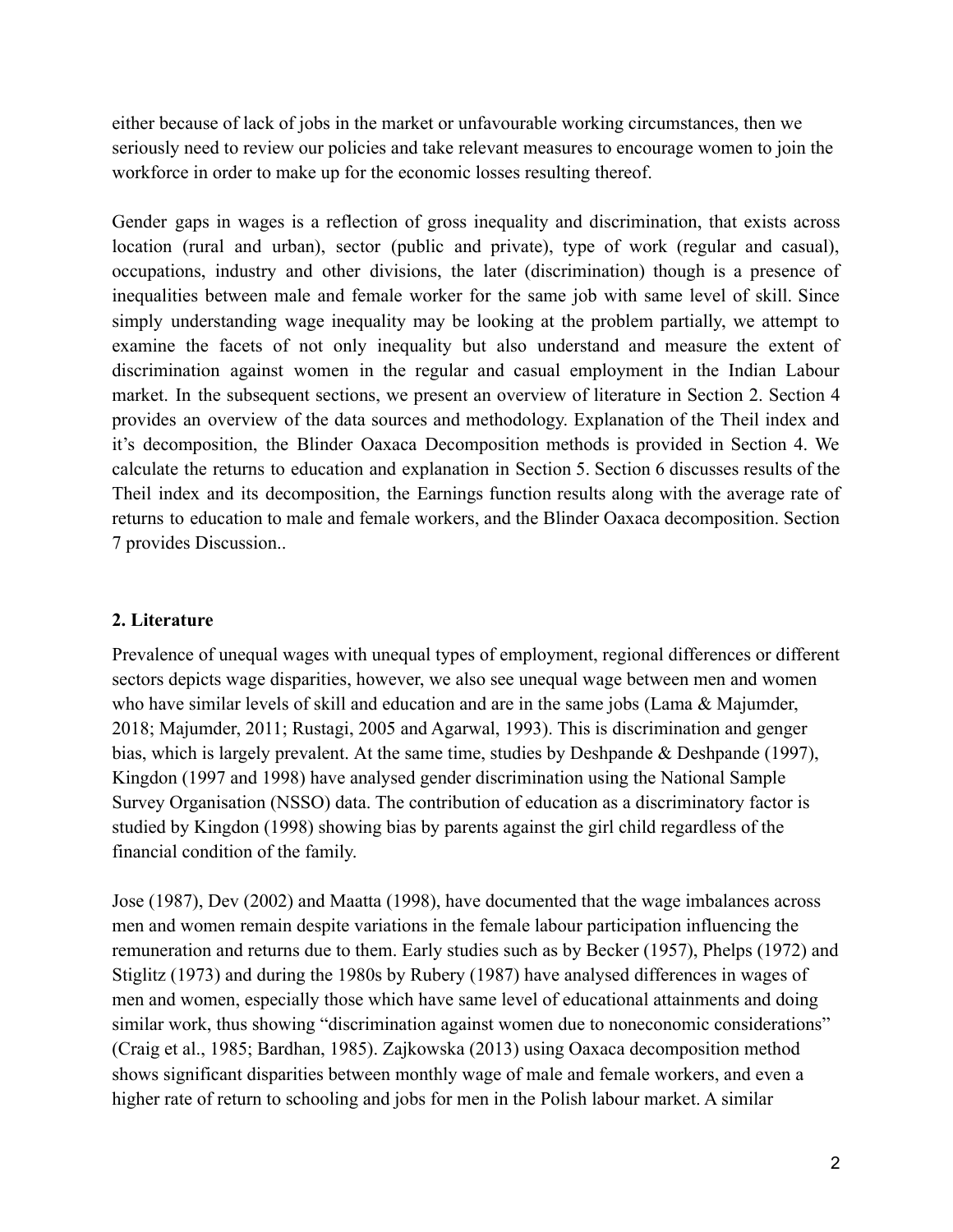either because of lack of jobs in the market or unfavourable working circumstances, then we seriously need to review our policies and take relevant measures to encourage women to join the workforce in order to make up for the economic losses resulting thereof.

Gender gaps in wages is a reflection of gross inequality and discrimination, that exists across location (rural and urban), sector (public and private), type of work (regular and casual), occupations, industry and other divisions, the later (discrimination) though is a presence of inequalities between male and female worker for the same job with same level of skill. Since simply understanding wage inequality may be looking at the problem partially, we attempt to examine the facets of not only inequality but also understand and measure the extent of discrimination against women in the regular and casual employment in the Indian Labour market. In the subsequent sections, we present an overview of literature in Section 2. Section 4 provides an overview of the data sources and methodology. Explanation of the Theil index and it's decomposition, the Blinder Oaxaca Decomposition methods is provided in Section 4. We calculate the returns to education and explanation in Section 5. Section 6 discusses results of the Theil index and its decomposition, the Earnings function results along with the average rate of returns to education to male and female workers, and the Blinder Oaxaca decomposition. Section 7 provides Discussion..

## 2. Literature

Prevalence of unequal wages with unequal types of employment, regional differences or different sectors depicts wage disparities, however, we also see unequal wage between men and women who have similar levels of skill and education and are in the same jobs (Lama & Majumder, 2018; Majumder, 2011; Rustagi, 2005 and Agarwal, 1993). This is discrimination and genger bias, which is largely prevalent. At the same time, studies by Deshpande & Deshpande (1997), Kingdon (1997 and 1998) have analysed gender discrimination using the National Sample Survey Organisation (NSSO) data. The contribution of education as a discriminatory factor is studied by Kingdon (1998) showing bias by parents against the girl child regardless of the financial condition of the family.

Jose (1987), Dev (2002) and Maatta (1998), have documented that the wage imbalances across men and women remain despite variations in the female labour participation influencing the remuneration and returns due to them. Early studies such as by Becker (1957), Phelps (1972) and Stiglitz (1973) and during the 1980s by Rubery (1987) have analysed differences in wages of men and women, especially those which have same level of educational attainments and doing similar work, thus showing "discrimination against women due to noneconomic considerations" (Craig et al., 1985; Bardhan, 1985). Zajkowska (2013) using Oaxaca decomposition method shows significant disparities between monthly wage of male and female workers, and even a higher rate of return to schooling and jobs for men in the Polish labour market. A similar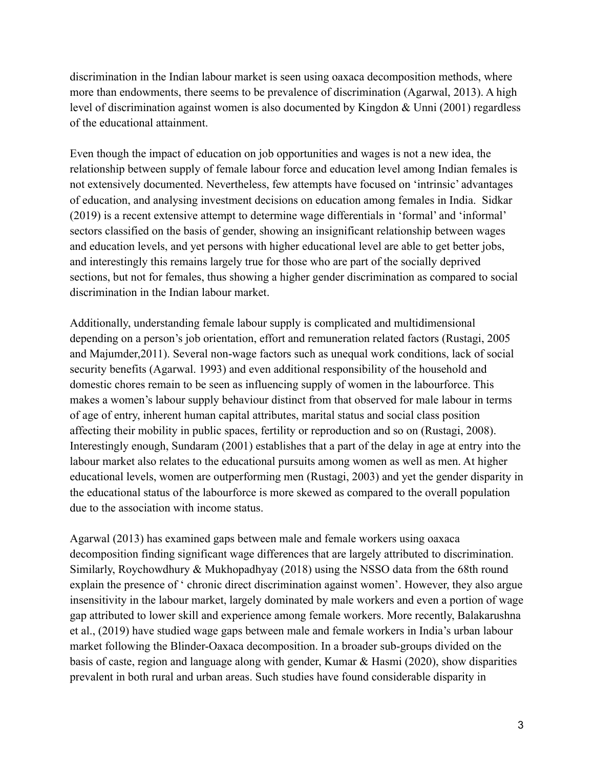discrimination in the Indian labour market is seen using oaxaca decomposition methods, where more than endowments, there seems to be prevalence of discrimination (Agarwal, 2013). A high level of discrimination against women is also documented by Kingdon & Unni (2001) regardless of the educational attainment.

Even though the impact of education on job opportunities and wages is not a new idea, the relationship between supply of female labour force and education level among Indian females is not extensively documented. Nevertheless, few attempts have focused on 'intrinsic' advantages of education, and analysing investment decisions on education among females in India.  Sidkar (2019) is a recent extensive attempt to determine wage differentials in 'formal' and 'informal' sectors classified on the basis of gender, showing an insignificant relationship between wages and education levels, and yet persons with higher educational level are able to get better jobs, and interestingly this remains largely true for those who are part of the socially deprived sections, but not for females, thus showing a higher gender discrimination as compared to social discrimination in the Indian labour market.

Additionally, understanding female labour supply is complicated and multidimensional depending on a person's job orientation, effort and remuneration related factors (Rustagi, 2005 and Majumder,2011). Several non-wage factors such as unequal work conditions, lack of social security benefits (Agarwal. 1993) and even additional responsibility of the household and domestic chores remain to be seen as influencing supply of women in the labourforce. This makes a women's labour supply behaviour distinct from that observed for male labour in terms of age of entry, inherent human capital attributes, marital status and social class position affecting their mobility in public spaces, fertility or reproduction and so on (Rustagi, 2008). Interestingly enough, Sundaram (2001) establishes that a part of the delay in age at entry into the labour market also relates to the educational pursuits among women as well as men. At higher educational levels, women are outperforming men (Rustagi, 2003) and yet the gender disparity in the educational status of the labourforce is more skewed as compared to the overall population due to the association with income status.

Agarwal (2013) has examined gaps between male and female workers using oaxaca decomposition finding significant wage differences that are largely attributed to discrimination. Similarly, Roychowdhury & Mukhopadhyay (2018) using the NSSO data from the 68th round explain the presence of ' chronic direct discrimination against women'. However, they also argue insensitivity in the labour market, largely dominated by male workers and even a portion of wage gap attributed to lower skill and experience among female workers. More recently, Balakarushna et al., (2019) have studied wage gaps between male and female workers in India's urban labour market following the Blinder-Oaxaca decomposition. In a broader sub-groups divided on the basis of caste, region and language along with gender, Kumar & Hasmi (2020), show disparities prevalent in both rural and urban areas. Such studies have found considerable disparity in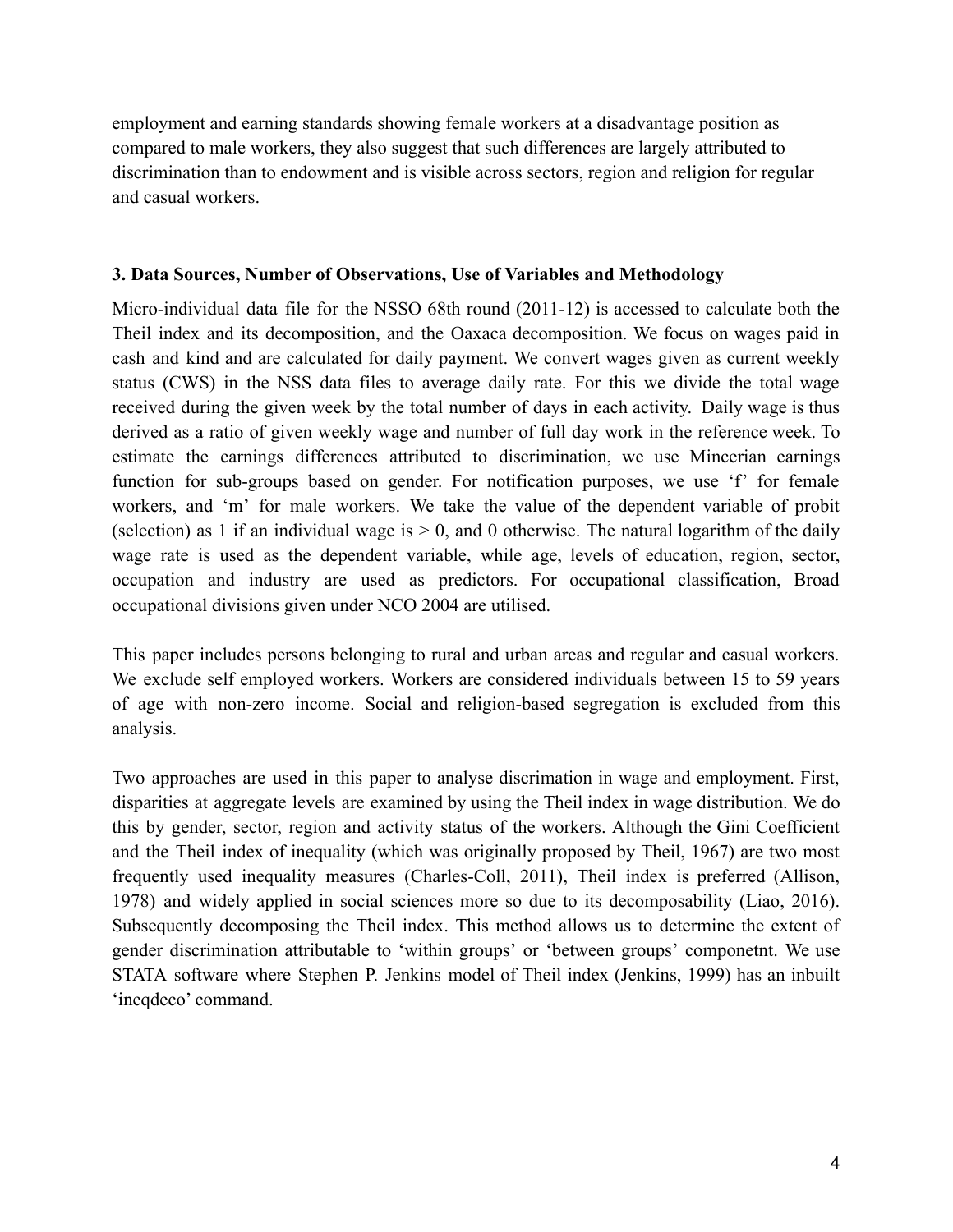employment and earning standards showing female workers at a disadvantage position as compared to male workers, they also suggest that such differences are largely attributed to discrimination than to endowment and is visible across sectors, region and religion for regular and casual workers.

### 3. Data Sources, Number of Observations, Use of Variables and Methodology

Micro-individual data file for the NSSO 68th round (2011-12) is accessed to calculate both the Theil index and its decomposition, and the Oaxaca decomposition. We focus on wages paid in cash and kind and are calculated for daily payment. We convert wages given as current weekly status (CWS) in the NSS data files to average daily rate. For this we divide the total wage received during the given week by the total number of days in each activity. Daily wage is thus derived as a ratio of given weekly wage and number of full day work in the reference week. To estimate the earnings differences attributed to discrimination, we use Mincerian earnings function for sub-groups based on gender. For notification purposes, we use 'f' for female workers, and 'm' for male workers. We take the value of the dependent variable of probit (selection) as 1 if an individual wage is > 0, and 0 otherwise. The natural logarithm of the daily wage rate is used as the dependent variable, while age, levels of education, region, sector, occupation and industry are used as predictors. For occupational classification, Broad occupational divisions given under NCO 2004 are utilised.

This paper includes persons belonging to rural and urban areas and regular and casual workers. We exclude self employed workers. Workers are considered individuals between 15 to 59 years of age with non-zero income. Social and religion-based segregation is excluded from this analysis.

Two approaches are used in this paper to analyse discrimation in wage and employment. First, disparities at aggregate levels are examined by using the Theil index in wage distribution. We do this by gender, sector, region and activity status of the workers. Although the Gini Coefficient and the Theil index of inequality (which was originally proposed by Theil, 1967) are two most frequently used inequality measures (Charles-Coll, 2011), Theil index is preferred (Allison, 1978) and widely applied in social sciences more so due to its decomposability (Liao, 2016). Subsequently decomposing the Theil index. This method allows us to determine the extent of gender discrimination attributable to 'within groups' or 'between groups' componetnt. We use STATA software where Stephen P. Jenkins model of Theil index (Jenkins, 1999) has an inbuilt 'ineqdeco' command.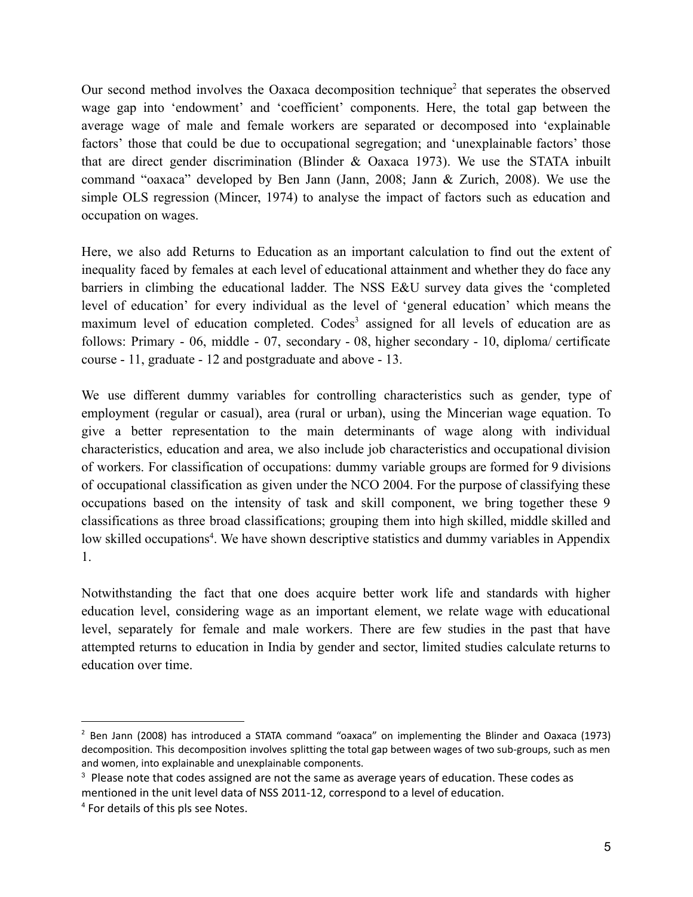Our second method involves the Oaxaca decomposition technique[2] that seperates the observed wage gap into 'endowment' and 'coefficient' components. Here, the total gap between the average wage of male and female workers are separated or decomposed into 'explainable factors' those that could be due to occupational segregation; and 'unexplainable factors' those that are direct gender discrimination (Blinder & Oaxaca 1973). We use the STATA inbuilt command "oaxaca" developed by Ben Jann (Jann, 2008; Jann & Zurich, 2008). We use the simple OLS regression (Mincer, 1974) to analyse the impact of factors such as education and occupation on wages.

Here, we also add Returns to Education as an important calculation to find out the extent of inequality faced by females at each level of educational attainment and whether they do face any barriers in climbing the educational ladder. The NSS E&U survey data gives the 'completed level of education' for every individual as the level of 'general education' which means the maximum level of education completed. Codes[3] assigned for all levels of education are as follows: Primary - 06, middle - 07, secondary - 08, higher secondary - 10, diploma/ certificate course - 11, graduate - 12 and postgraduate and above - 13.

We use different dummy variables for controlling characteristics such as gender, type of employment (regular or casual), area (rural or urban), using the Mincerian wage equation. To give a better representation to the main determinants of wage along with individual characteristics, education and area, we also include job characteristics and occupational division of workers. For classification of occupations: dummy variable groups are formed for 9 divisions of occupational classification as given under the NCO 2004. For the purpose of classifying these occupations based on the intensity of task and skill component, we bring together these 9 classifications as three broad classifications; grouping them into high skilled, middle skilled and low skilled occupations[4]. We have shown descriptive statistics and dummy variables in Appendix 1.

Notwithstanding the fact that one does acquire better work life and standards with higher education level, considering wage as an important element, we relate wage with educational level, separately for female and male workers. There are few studies in the past that have attempted returns to education in India by gender and sector, limited studies calculate returns to education over time.

---

[2] Ben Jann (2008) has introduced a STATA command "oaxaca" on implementing the Blinder and Oaxaca (1973) decomposition. This decomposition involves splitting the total gap between wages of two sub-groups, such as men and women, into explainable and unexplainable components.

[3] Please note that codes assigned are not the same as average years of education. These codes as mentioned in the unit level data of NSS 2011-12, correspond to a level of education.

[4] For details of this pls see Notes.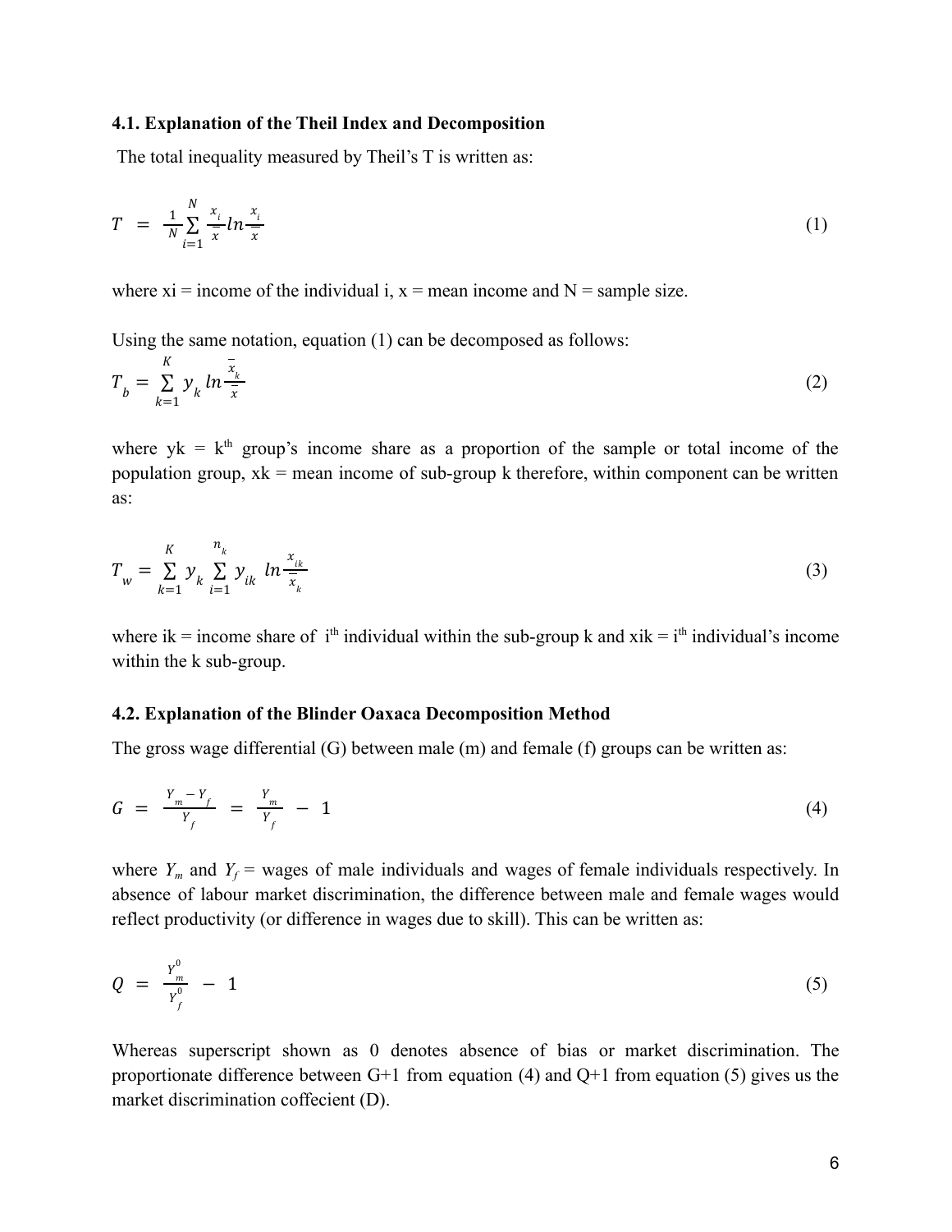### 4.1. Explanation of the Theil Index and Decomposition

The total inequality measured by Theil's T is written as:

$$T = \frac{1}{N}\sum_{i=1}^{N} \frac{x_i}{\bar{x}} ln \frac{x_i}{\bar{x}} \tag{1}$$

where xi = income of the individual i, x = mean income and N = sample size.

Using the same notation, equation (1) can be decomposed as follows:

$$T_b = \sum_{k=1}^{K} y_k \, ln \frac{\bar{x}_k}{\bar{x}} \tag{2}$$

where yk = k[th] group's income share as a proportion of the sample or total income of the population group, xk = mean income of sub-group k therefore, within component can be written as:

$$T_w = \sum_{k=1}^{K} y_k \sum_{i=1}^{n_k} y_{ik} \, ln \frac{x_{ik}}{\bar{x}_k} \tag{3}$$

where ik = income share of i[th] individual within the sub-group k and xik = i[th] individual's income within the k sub-group.

### 4.2. Explanation of the Blinder Oaxaca Decomposition Method

The gross wage differential (G) between male (m) and female (f) groups can be written as:

$$G = \frac{Y_m - Y_f}{Y_f} = \frac{Y_m}{Y_f} - 1 \tag{4}$$

where $Y_m$ and $Y_f$ = wages of male individuals and wages of female individuals respectively. In absence of labour market discrimination, the difference between male and female wages would reflect productivity (or difference in wages due to skill). This can be written as:

$$Q = \frac{Y_m^0}{Y_f^0} - 1 \tag{5}$$

Whereas superscript shown as 0 denotes absence of bias or market discrimination. The proportionate difference between G+1 from equation (4) and Q+1 from equation (5) gives us the market discrimination coffecient (D).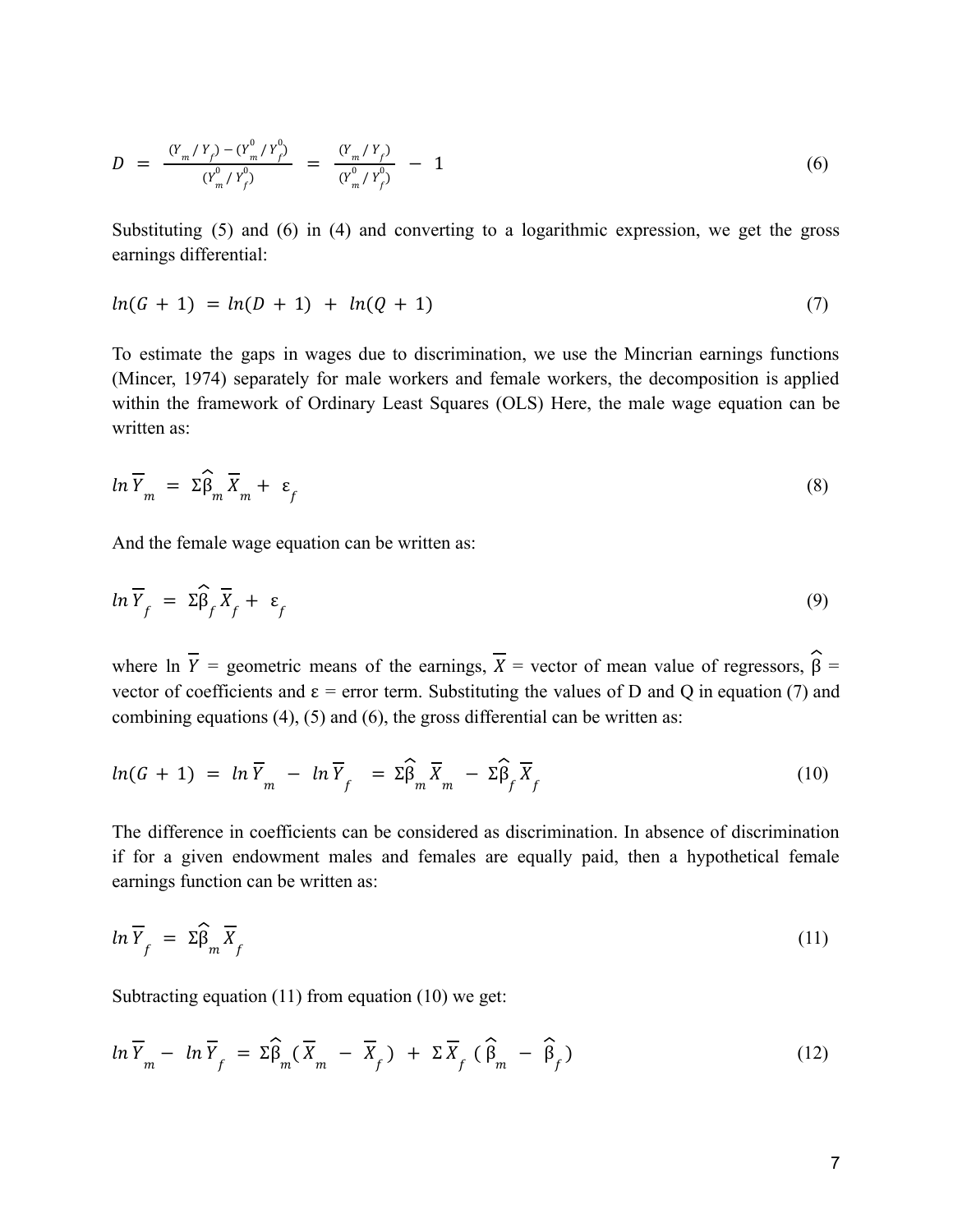$$D \; = \; \frac{(Y_m / Y_f) - (Y_m^0 / Y_f^0)}{(Y_m^0 / Y_f^0)} \; = \; \frac{(Y_m / Y_f)}{(Y_m^0 / Y_f^0)} \; - \; 1 \tag{6}$$

Substituting (5) and (6) in (4) and converting to a logarithmic expression, we get the gross earnings differential:

$$ln(G \, + \, 1) \; = ln(D \, + \, 1) \; + \; ln(Q \, + \, 1) \tag{7}$$

To estimate the gaps in wages due to discrimination, we use the Mincrian earnings functions (Mincer, 1974) separately for male workers and female workers, the decomposition is applied within the framework of Ordinary Least Squares (OLS) Here, the male wage equation can be written as:

$$ln\,\overline{Y}_m \; = \; \Sigma\widehat{\beta}_m \overline{X}_m + \; \varepsilon_f \tag{8}$$

And the female wage equation can be written as:

$$ln\,\overline{Y}_f \; = \; \Sigma\widehat{\beta}_f \overline{X}_f + \; \varepsilon_f \tag{9}$$

where ln $\overline{Y}$ = geometric means of the earnings, $\overline{X}$ = vector of mean value of regressors, $\widehat{\beta}$ = vector of coefficients and $\varepsilon$ = error term. Substituting the values of D and Q in equation (7) and combining equations (4), (5) and (6), the gross differential can be written as:

$$ln(G \, + \, 1) \; = \; ln\,\overline{Y}_m \; - \; ln\,\overline{Y}_f \;\; = \Sigma\widehat{\beta}_m \overline{X}_m \; - \; \Sigma\widehat{\beta}_f \overline{X}_f \tag{10}$$

The difference in coefficients can be considered as discrimination. In absence of discrimination if for a given endowment males and females are equally paid, then a hypothetical female earnings function can be written as:

$$ln\,\overline{Y}_f \; = \; \Sigma\widehat{\beta}_m \overline{X}_f \tag{11}$$

Subtracting equation (11) from equation (10) we get:

$$ln\,\overline{Y}_m - \; ln\,\overline{Y}_f \; = \Sigma\widehat{\beta}_m(\overline{X}_m \; - \; \overline{X}_f) \; + \; \Sigma\,\overline{X}_f \; (\widehat{\beta}_m \; - \; \widehat{\beta}_f) \tag{12}$$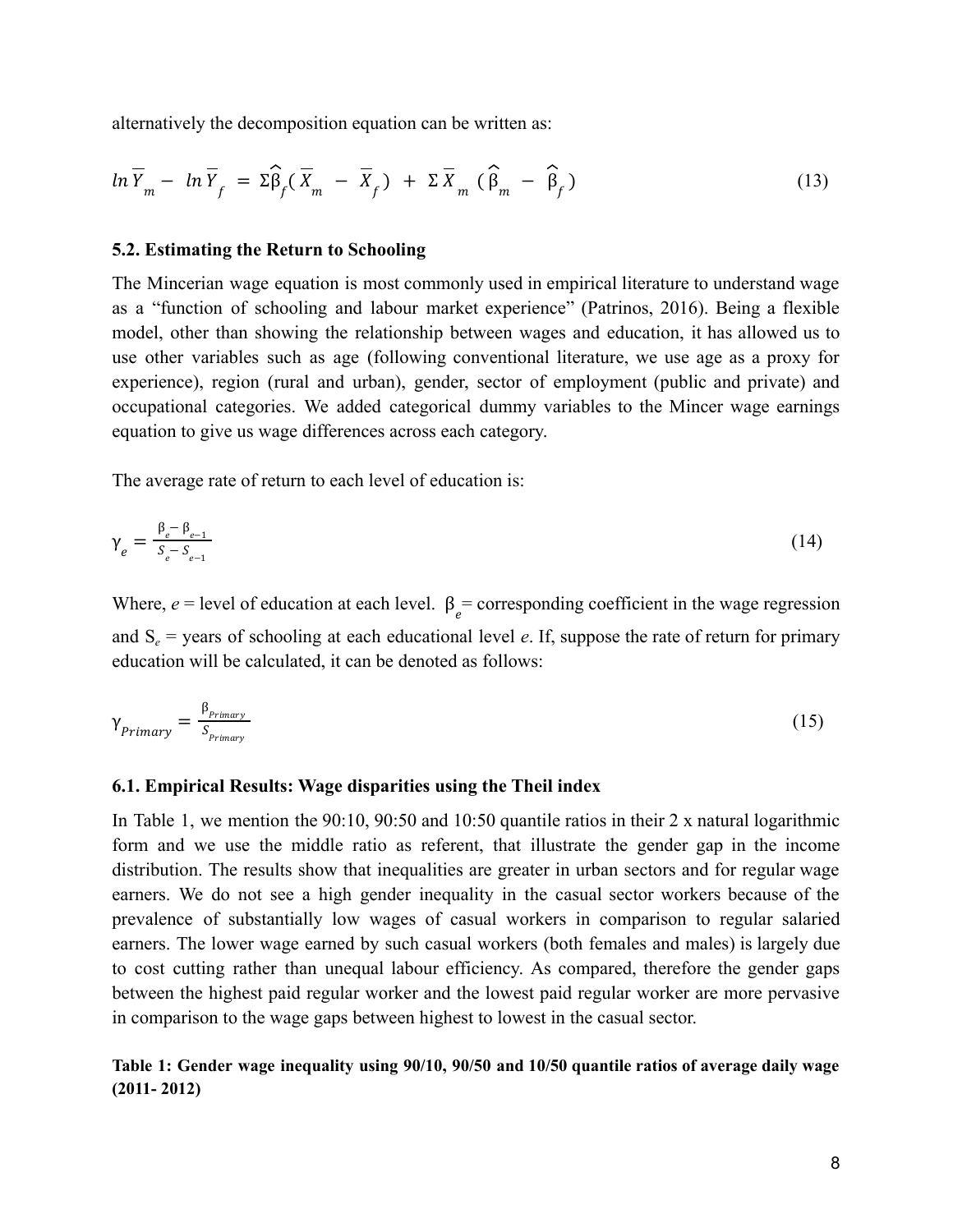alternatively the decomposition equation can be written as:

$$ln\,\overline{Y}_m - ln\,\overline{Y}_f = \Sigma\widehat{\beta}_f(\overline{X}_m - \overline{X}_f) + \Sigma\,\overline{X}_m\,(\widehat{\beta}_m - \widehat{\beta}_f) \tag{13}$$

### 5.2. Estimating the Return to Schooling

The Mincerian wage equation is most commonly used in empirical literature to understand wage as a "function of schooling and labour market experience" (Patrinos, 2016). Being a flexible model, other than showing the relationship between wages and education, it has allowed us to use other variables such as age (following conventional literature, we use age as a proxy for experience), region (rural and urban), gender, sector of employment (public and private) and occupational categories. We added categorical dummy variables to the Mincer wage earnings equation to give us wage differences across each category.

The average rate of return to each level of education is:

$$\gamma_e = \frac{\beta_e - \beta_{e-1}}{S_e - S_{e-1}} \tag{14}$$

Where, *e* = level of education at each level. $\beta_e$ = corresponding coefficient in the wage regression and $S_e$ = years of schooling at each educational level *e*. If, suppose the rate of return for primary education will be calculated, it can be denoted as follows:

$$\gamma_{Primary} = \frac{\beta_{Primary}}{S_{Primary}} \tag{15}$$

### 6.1. Empirical Results: Wage disparities using the Theil index

In Table 1, we mention the 90:10, 90:50 and 10:50 quantile ratios in their 2 x natural logarithmic form and we use the middle ratio as referent, that illustrate the gender gap in the income distribution. The results show that inequalities are greater in urban sectors and for regular wage earners. We do not see a high gender inequality in the casual sector workers because of the prevalence of substantially low wages of casual workers in comparison to regular salaried earners. The lower wage earned by such casual workers (both females and males) is largely due to cost cutting rather than unequal labour efficiency. As compared, therefore the gender gaps between the highest paid regular worker and the lowest paid regular worker are more pervasive in comparison to the wage gaps between highest to lowest in the casual sector.

**Table 1: Gender wage inequality using 90/10, 90/50 and 10/50 quantile ratios of average daily wage (2011- 2012)**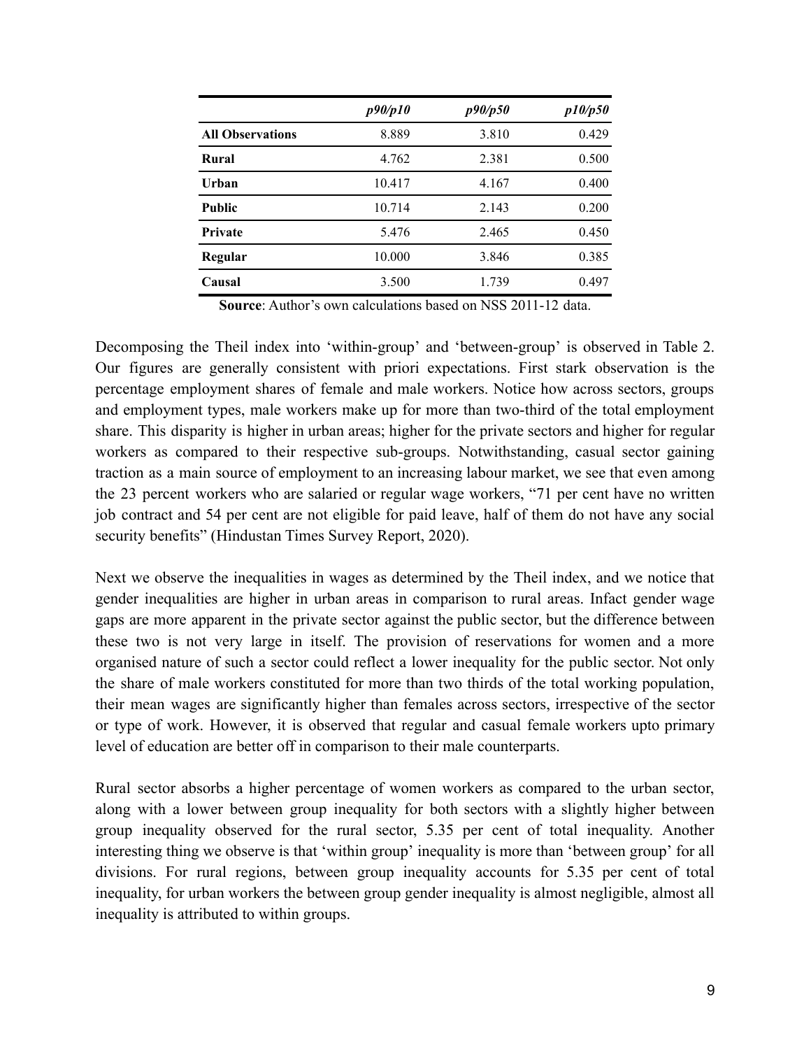| | *p90/p10* | *p90/p50* | *p10/p50* |
|---|---|---|---|
| **All Observations** | 8.889 | 3.810 | 0.429 |
| **Rural** | 4.762 | 2.381 | 0.500 |
| **Urban** | 10.417 | 4.167 | 0.400 |
| **Public** | 10.714 | 2.143 | 0.200 |
| **Private** | 5.476 | 2.465 | 0.450 |
| **Regular** | 10.000 | 3.846 | 0.385 |
| **Causal** | 3.500 | 1.739 | 0.497 |

**Source**: Author's own calculations based on NSS 2011-12 data.

Decomposing the Theil index into 'within-group' and 'between-group' is observed in Table 2. Our figures are generally consistent with priori expectations. First stark observation is the percentage employment shares of female and male workers. Notice how across sectors, groups and employment types, male workers make up for more than two-third of the total employment share. This disparity is higher in urban areas; higher for the private sectors and higher for regular workers as compared to their respective sub-groups. Notwithstanding, casual sector gaining traction as a main source of employment to an increasing labour market, we see that even among the 23 percent workers who are salaried or regular wage workers, "71 per cent have no written job contract and 54 per cent are not eligible for paid leave, half of them do not have any social security benefits" (Hindustan Times Survey Report, 2020).

Next we observe the inequalities in wages as determined by the Theil index, and we notice that gender inequalities are higher in urban areas in comparison to rural areas. Infact gender wage gaps are more apparent in the private sector against the public sector, but the difference between these two is not very large in itself. The provision of reservations for women and a more organised nature of such a sector could reflect a lower inequality for the public sector. Not only the share of male workers constituted for more than two thirds of the total working population, their mean wages are significantly higher than females across sectors, irrespective of the sector or type of work. However, it is observed that regular and casual female workers upto primary level of education are better off in comparison to their male counterparts.

Rural sector absorbs a higher percentage of women workers as compared to the urban sector, along with a lower between group inequality for both sectors with a slightly higher between group inequality observed for the rural sector, 5.35 per cent of total inequality. Another interesting thing we observe is that 'within group' inequality is more than 'between group' for all divisions. For rural regions, between group inequality accounts for 5.35 per cent of total inequality, for urban workers the between group gender inequality is almost negligible, almost all inequality is attributed to within groups.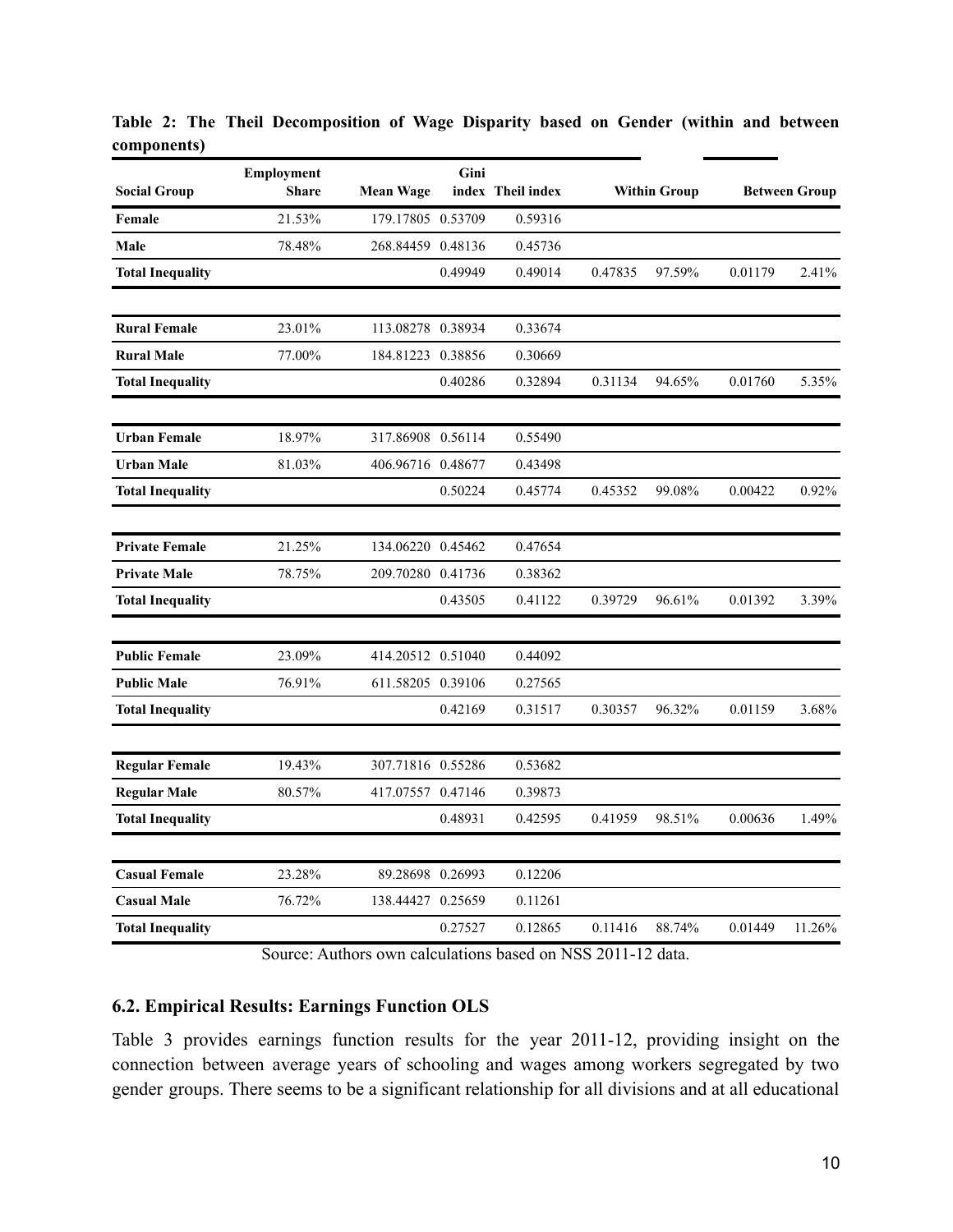**Table 2: The Theil Decomposition of Wage Disparity based on Gender (within and between components)**

| Social Group | Employment Share | Mean Wage | Gini index | Theil index | Within Group | | Between Group | |
|---|---|---|---|---|---|---|---|---|
| Female | 21.53% | 179.17805 | 0.53709 | 0.59316 | | | | |
| Male | 78.48% | 268.84459 | 0.48136 | 0.45736 | | | | |
| Total Inequality | | | 0.49949 | 0.49014 | 0.47835 | 97.59% | 0.01179 | 2.41% |
| Rural Female | 23.01% | 113.08278 | 0.38934 | 0.33674 | | | | |
| Rural Male | 77.00% | 184.81223 | 0.38856 | 0.30669 | | | | |
| Total Inequality | | | 0.40286 | 0.32894 | 0.31134 | 94.65% | 0.01760 | 5.35% |
| Urban Female | 18.97% | 317.86908 | 0.56114 | 0.55490 | | | | |
| Urban Male | 81.03% | 406.96716 | 0.48677 | 0.43498 | | | | |
| Total Inequality | | | 0.50224 | 0.45774 | 0.45352 | 99.08% | 0.00422 | 0.92% |
| Private Female | 21.25% | 134.06220 | 0.45462 | 0.47654 | | | | |
| Private Male | 78.75% | 209.70280 | 0.41736 | 0.38362 | | | | |
| Total Inequality | | | 0.43505 | 0.41122 | 0.39729 | 96.61% | 0.01392 | 3.39% |
| Public Female | 23.09% | 414.20512 | 0.51040 | 0.44092 | | | | |
| Public Male | 76.91% | 611.58205 | 0.39106 | 0.27565 | | | | |
| Total Inequality | | | 0.42169 | 0.31517 | 0.30357 | 96.32% | 0.01159 | 3.68% |
| Regular Female | 19.43% | 307.71816 | 0.55286 | 0.53682 | | | | |
| Regular Male | 80.57% | 417.07557 | 0.47146 | 0.39873 | | | | |
| Total Inequality | | | 0.48931 | 0.42595 | 0.41959 | 98.51% | 0.00636 | 1.49% |
| Casual Female | 23.28% | 89.28698 | 0.26993 | 0.12206 | | | | |
| Casual Male | 76.72% | 138.44427 | 0.25659 | 0.11261 | | | | |
| Total Inequality | | | 0.27527 | 0.12865 | 0.11416 | 88.74% | 0.01449 | 11.26% |

Source: Authors own calculations based on NSS 2011-12 data.

### 6.2. Empirical Results: Earnings Function OLS

Table 3 provides earnings function results for the year 2011-12, providing insight on the connection between average years of schooling and wages among workers segregated by two gender groups. There seems to be a significant relationship for all divisions and at all educational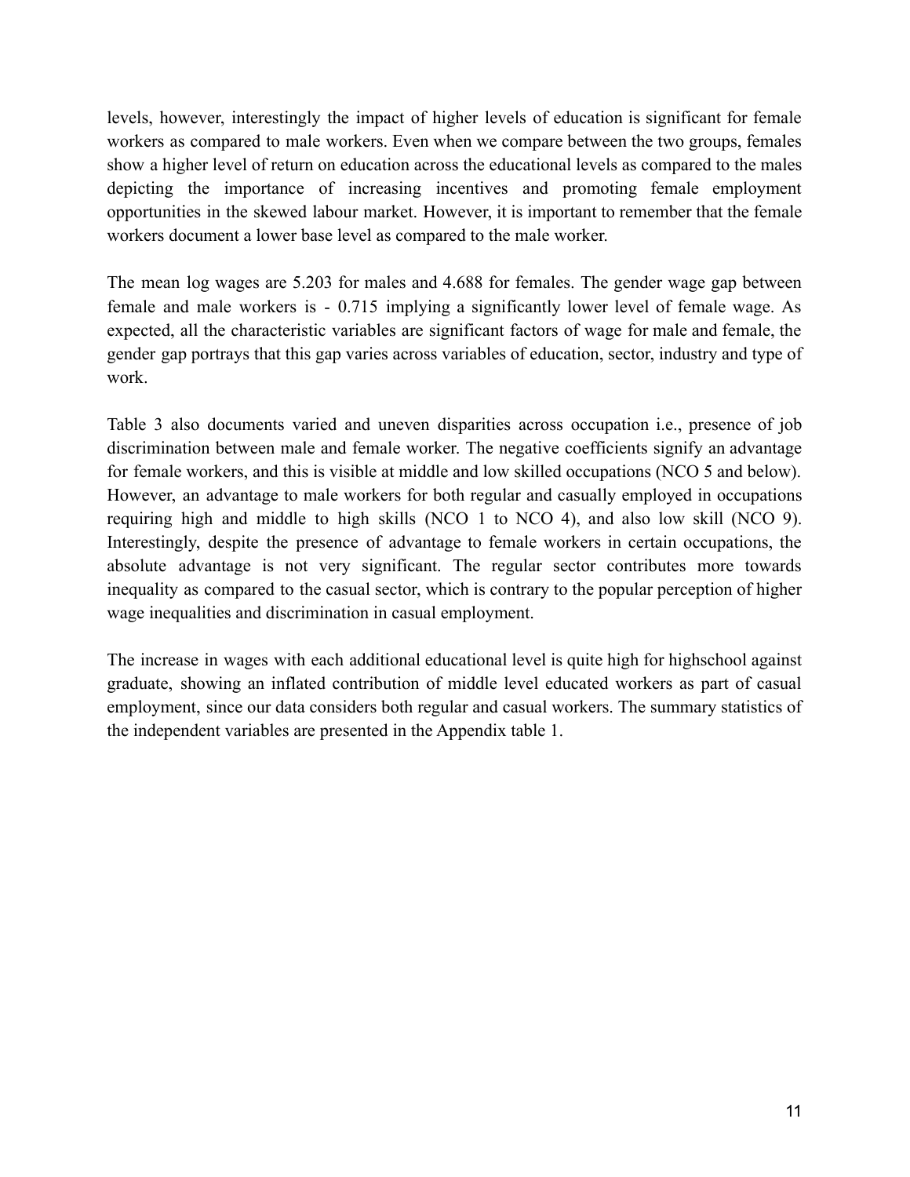levels, however, interestingly the impact of higher levels of education is significant for female workers as compared to male workers. Even when we compare between the two groups, females show a higher level of return on education across the educational levels as compared to the males depicting the importance of increasing incentives and promoting female employment opportunities in the skewed labour market. However, it is important to remember that the female workers document a lower base level as compared to the male worker.

The mean log wages are 5.203 for males and 4.688 for females. The gender wage gap between female and male workers is - 0.715 implying a significantly lower level of female wage. As expected, all the characteristic variables are significant factors of wage for male and female, the gender gap portrays that this gap varies across variables of education, sector, industry and type of work.

Table 3 also documents varied and uneven disparities across occupation i.e., presence of job discrimination between male and female worker. The negative coefficients signify an advantage for female workers, and this is visible at middle and low skilled occupations (NCO 5 and below). However, an advantage to male workers for both regular and casually employed in occupations requiring high and middle to high skills (NCO 1 to NCO 4), and also low skill (NCO 9). Interestingly, despite the presence of advantage to female workers in certain occupations, the absolute advantage is not very significant. The regular sector contributes more towards inequality as compared to the casual sector, which is contrary to the popular perception of higher wage inequalities and discrimination in casual employment.

The increase in wages with each additional educational level is quite high for highschool against graduate, showing an inflated contribution of middle level educated workers as part of casual employment, since our data considers both regular and casual workers. The summary statistics of the independent variables are presented in the Appendix table 1.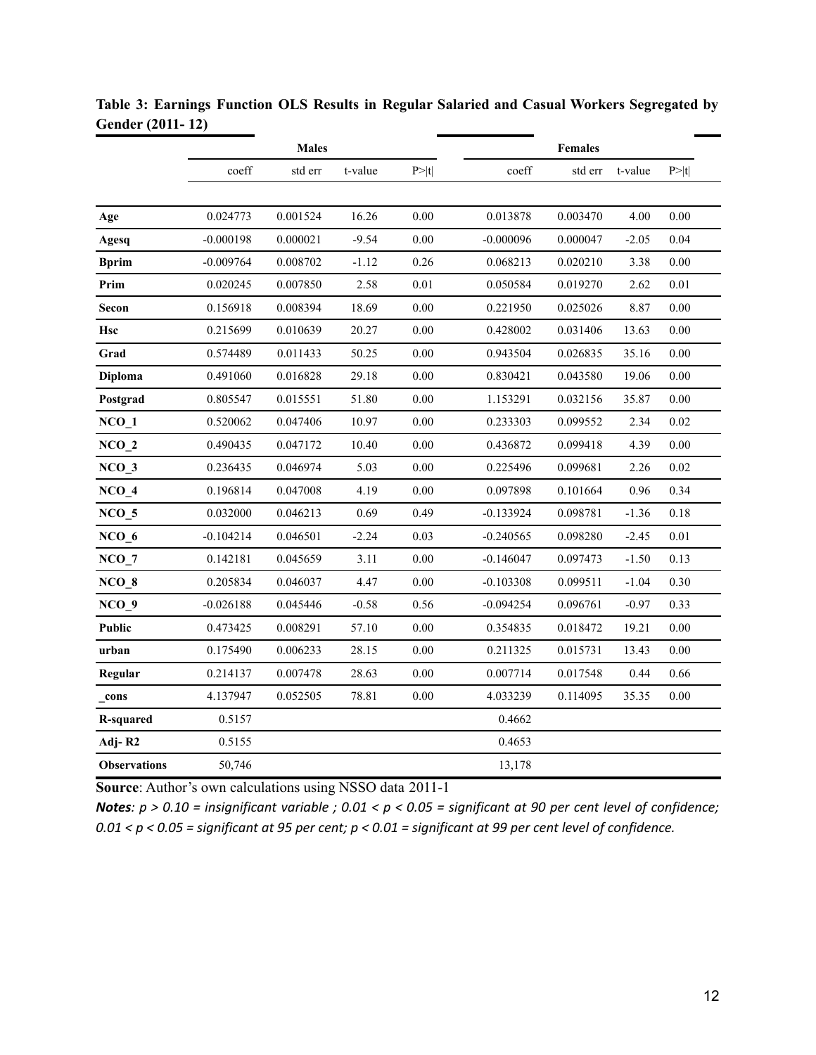**Table 3: Earnings Function OLS Results in Regular Salaried and Casual Workers Segregated by Gender (2011- 12)**

| | Males | | | | Females | | | |
|---|---|---|---|---|---|---|---|---|
| | coeff | std err | t-value | P>\|t\| | coeff | std err | t-value | P>\|t\| |
| **Age** | 0.024773 | 0.001524 | 16.26 | 0.00 | 0.013878 | 0.003470 | 4.00 | 0.00 |
| **Agesq** | -0.000198 | 0.000021 | -9.54 | 0.00 | -0.000096 | 0.000047 | -2.05 | 0.04 |
| **Bprim** | -0.009764 | 0.008702 | -1.12 | 0.26 | 0.068213 | 0.020210 | 3.38 | 0.00 |
| **Prim** | 0.020245 | 0.007850 | 2.58 | 0.01 | 0.050584 | 0.019270 | 2.62 | 0.01 |
| **Secon** | 0.156918 | 0.008394 | 18.69 | 0.00 | 0.221950 | 0.025026 | 8.87 | 0.00 |
| **Hsc** | 0.215699 | 0.010639 | 20.27 | 0.00 | 0.428002 | 0.031406 | 13.63 | 0.00 |
| **Grad** | 0.574489 | 0.011433 | 50.25 | 0.00 | 0.943504 | 0.026835 | 35.16 | 0.00 |
| **Diploma** | 0.491060 | 0.016828 | 29.18 | 0.00 | 0.830421 | 0.043580 | 19.06 | 0.00 |
| **Postgrad** | 0.805547 | 0.015551 | 51.80 | 0.00 | 1.153291 | 0.032156 | 35.87 | 0.00 |
| **NCO_1** | 0.520062 | 0.047406 | 10.97 | 0.00 | 0.233303 | 0.099552 | 2.34 | 0.02 |
| **NCO_2** | 0.490435 | 0.047172 | 10.40 | 0.00 | 0.436872 | 0.099418 | 4.39 | 0.00 |
| **NCO_3** | 0.236435 | 0.046974 | 5.03 | 0.00 | 0.225496 | 0.099681 | 2.26 | 0.02 |
| **NCO_4** | 0.196814 | 0.047008 | 4.19 | 0.00 | 0.097898 | 0.101664 | 0.96 | 0.34 |
| **NCO_5** | 0.032000 | 0.046213 | 0.69 | 0.49 | -0.133924 | 0.098781 | -1.36 | 0.18 |
| **NCO_6** | -0.104214 | 0.046501 | -2.24 | 0.03 | -0.240565 | 0.098280 | -2.45 | 0.01 |
| **NCO_7** | 0.142181 | 0.045659 | 3.11 | 0.00 | -0.146047 | 0.097473 | -1.50 | 0.13 |
| **NCO_8** | 0.205834 | 0.046037 | 4.47 | 0.00 | -0.103308 | 0.099511 | -1.04 | 0.30 |
| **NCO_9** | -0.026188 | 0.045446 | -0.58 | 0.56 | -0.094254 | 0.096761 | -0.97 | 0.33 |
| **Public** | 0.473425 | 0.008291 | 57.10 | 0.00 | 0.354835 | 0.018472 | 19.21 | 0.00 |
| **urban** | 0.175490 | 0.006233 | 28.15 | 0.00 | 0.211325 | 0.015731 | 13.43 | 0.00 |
| **Regular** | 0.214137 | 0.007478 | 28.63 | 0.00 | 0.007714 | 0.017548 | 0.44 | 0.66 |
| **_cons** | 4.137947 | 0.052505 | 78.81 | 0.00 | 4.033239 | 0.114095 | 35.35 | 0.00 |
| **R-squared** | 0.5157 | | | | 0.4662 | | | |
| **Adj- R2** | 0.5155 | | | | 0.4653 | | | |
| **Observations** | 50,746 | | | | 13,178 | | | |

**Source**: Author's own calculations using NSSO data 2011-1

***Notes**: $p > 0.10$ = insignificant variable ; $0.01 < p < 0.05$ = significant at 90 per cent level of confidence; $0.01 < p < 0.05$ = significant at 95 per cent; $p < 0.01$ = significant at 99 per cent level of confidence.*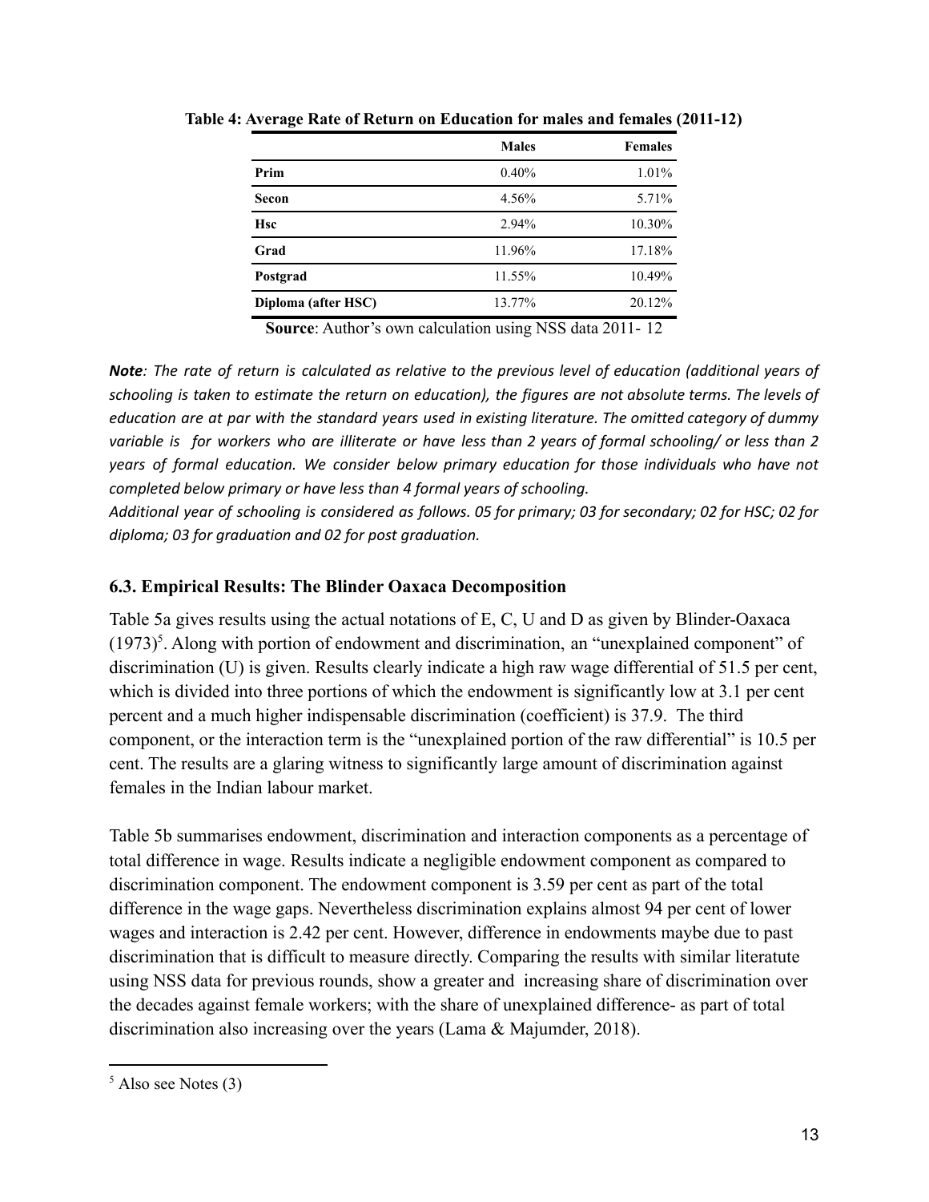**Table 4: Average Rate of Return on Education for males and females (2011-12)**

| | Males | Females |
|---|---|---|
| **Prim** | 0.40% | 1.01% |
| **Secon** | 4.56% | 5.71% |
| **Hsc** | 2.94% | 10.30% |
| **Grad** | 11.96% | 17.18% |
| **Postgrad** | 11.55% | 10.49% |
| **Diploma (after HSC)** | 13.77% | 20.12% |

**Source**: Author's own calculation using NSS data 2011- 12

***Note**: The rate of return is calculated as relative to the previous level of education (additional years of schooling is taken to estimate the return on education), the figures are not absolute terms. The levels of education are at par with the standard years used in existing literature. The omitted category of dummy variable is for workers who are illiterate or have less than 2 years of formal schooling/ or less than 2 years of formal education. We consider below primary education for those individuals who have not completed below primary or have less than 4 formal years of schooling.*

*Additional year of schooling is considered as follows. 05 for primary; 03 for secondary; 02 for HSC; 02 for diploma; 03 for graduation and 02 for post graduation.*

### 6.3. Empirical Results: The Blinder Oaxaca Decomposition

Table 5a gives results using the actual notations of E, C, U and D as given by Blinder-Oaxaca (1973)[5]. Along with portion of endowment and discrimination, an "unexplained component" of discrimination (U) is given. Results clearly indicate a high raw wage differential of 51.5 per cent, which is divided into three portions of which the endowment is significantly low at 3.1 per cent percent and a much higher indispensable discrimination (coefficient) is 37.9. The third component, or the interaction term is the "unexplained portion of the raw differential" is 10.5 per cent. The results are a glaring witness to significantly large amount of discrimination against females in the Indian labour market.

Table 5b summarises endowment, discrimination and interaction components as a percentage of total difference in wage. Results indicate a negligible endowment component as compared to discrimination component. The endowment component is 3.59 per cent as part of the total difference in the wage gaps. Nevertheless discrimination explains almost 94 per cent of lower wages and interaction is 2.42 per cent. However, difference in endowments maybe due to past discrimination that is difficult to measure directly. Comparing the results with similar literatute using NSS data for previous rounds, show a greater and increasing share of discrimination over the decades against female workers; with the share of unexplained difference- as part of total discrimination also increasing over the years (Lama & Majumder, 2018).

---

[5] Also see Notes (3)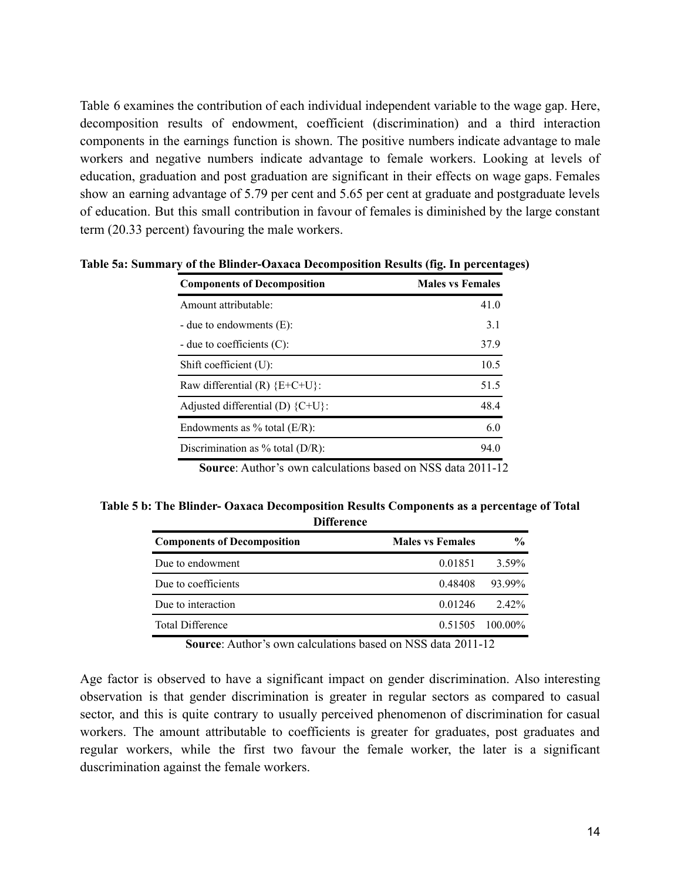Table 6 examines the contribution of each individual independent variable to the wage gap. Here, decomposition results of endowment, coefficient (discrimination) and a third interaction components in the earnings function is shown. The positive numbers indicate advantage to male workers and negative numbers indicate advantage to female workers. Looking at levels of education, graduation and post graduation are significant in their effects on wage gaps. Females show an earning advantage of 5.79 per cent and 5.65 per cent at graduate and postgraduate levels of education. But this small contribution in favour of females is diminished by the large constant term (20.33 percent) favouring the male workers.

**Table 5a: Summary of the Blinder-Oaxaca Decomposition Results (fig. In percentages)**

| Components of Decomposition | Males vs Females |
|---|---|
| Amount attributable: | 41.0 |
| - due to endowments (E): | 3.1 |
| - due to coefficients (C): | 37.9 |
| Shift coefficient (U): | 10.5 |
| Raw differential (R) {E+C+U}: | 51.5 |
| Adjusted differential (D) {C+U}: | 48.4 |
| Endowments as % total (E/R): | 6.0 |
| Discrimination as % total (D/R): | 94.0 |

**Source**: Author's own calculations based on NSS data 2011-12

**Table 5 b: The Blinder- Oaxaca Decomposition Results Components as a percentage of Total Difference**

| Components of Decomposition | Males vs Females | % |
|---|---|---|
| Due to endowment | 0.01851 | 3.59% |
| Due to coefficients | 0.48408 | 93.99% |
| Due to interaction | 0.01246 | 2.42% |
| Total Difference | 0.51505 | 100.00% |

**Source**: Author's own calculations based on NSS data 2011-12

Age factor is observed to have a significant impact on gender discrimination. Also interesting observation is that gender discrimination is greater in regular sectors as compared to casual sector, and this is quite contrary to usually perceived phenomenon of discrimination for casual workers. The amount attributable to coefficients is greater for graduates, post graduates and regular workers, while the first two favour the female worker, the later is a significant duscrimination against the female workers.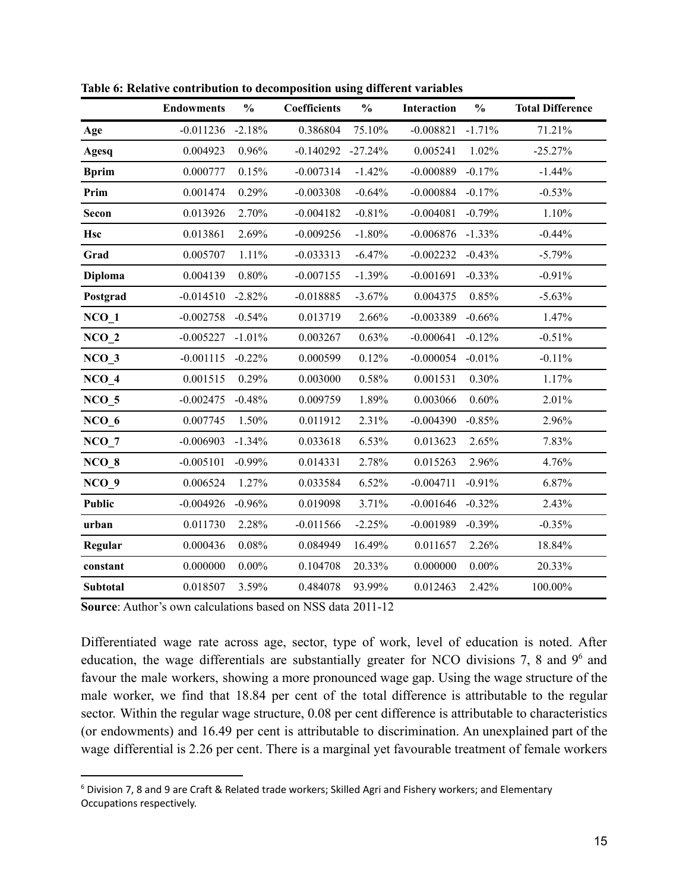**Table 6: Relative contribution to decomposition using different variables**

| | Endowments | % | Coefficients | % | Interaction | % | Total Difference |
|---|---|---|---|---|---|---|---|
| **Age** | -0.011236 | -2.18% | 0.386804 | 75.10% | -0.008821 | -1.71% | 71.21% |
| **Agesq** | 0.004923 | 0.96% | -0.140292 | -27.24% | 0.005241 | 1.02% | -25.27% |
| **Bprim** | 0.000777 | 0.15% | -0.007314 | -1.42% | -0.000889 | -0.17% | -1.44% |
| **Prim** | 0.001474 | 0.29% | -0.003308 | -0.64% | -0.000884 | -0.17% | -0.53% |
| **Secon** | 0.013926 | 2.70% | -0.004182 | -0.81% | -0.004081 | -0.79% | 1.10% |
| **Hsc** | 0.013861 | 2.69% | -0.009256 | -1.80% | -0.006876 | -1.33% | -0.44% |
| **Grad** | 0.005707 | 1.11% | -0.033313 | -6.47% | -0.002232 | -0.43% | -5.79% |
| **Diploma** | 0.004139 | 0.80% | -0.007155 | -1.39% | -0.001691 | -0.33% | -0.91% |
| **Postgrad** | -0.014510 | -2.82% | -0.018885 | -3.67% | 0.004375 | 0.85% | -5.63% |
| **NCO_1** | -0.002758 | -0.54% | 0.013719 | 2.66% | -0.003389 | -0.66% | 1.47% |
| **NCO_2** | -0.005227 | -1.01% | 0.003267 | 0.63% | -0.000641 | -0.12% | -0.51% |
| **NCO_3** | -0.001115 | -0.22% | 0.000599 | 0.12% | -0.000054 | -0.01% | -0.11% |
| **NCO_4** | 0.001515 | 0.29% | 0.003000 | 0.58% | 0.001531 | 0.30% | 1.17% |
| **NCO_5** | -0.002475 | -0.48% | 0.009759 | 1.89% | 0.003066 | 0.60% | 2.01% |
| **NCO_6** | 0.007745 | 1.50% | 0.011912 | 2.31% | -0.004390 | -0.85% | 2.96% |
| **NCO_7** | -0.006903 | -1.34% | 0.033618 | 6.53% | 0.013623 | 2.65% | 7.83% |
| **NCO_8** | -0.005101 | -0.99% | 0.014331 | 2.78% | 0.015263 | 2.96% | 4.76% |
| **NCO_9** | 0.006524 | 1.27% | 0.033584 | 6.52% | -0.004711 | -0.91% | 6.87% |
| **Public** | -0.004926 | -0.96% | 0.019098 | 3.71% | -0.001646 | -0.32% | 2.43% |
| **urban** | 0.011730 | 2.28% | -0.011566 | -2.25% | -0.001989 | -0.39% | -0.35% |
| **Regular** | 0.000436 | 0.08% | 0.084949 | 16.49% | 0.011657 | 2.26% | 18.84% |
| **constant** | 0.000000 | 0.00% | 0.104708 | 20.33% | 0.000000 | 0.00% | 20.33% |
| **Subtotal** | 0.018507 | 3.59% | 0.484078 | 93.99% | 0.012463 | 2.42% | 100.00% |

**Source**: Author's own calculations based on NSS data 2011-12

Differentiated wage rate across age, sector, type of work, level of education is noted. After education, the wage differentials are substantially greater for NCO divisions 7, 8 and 9[6] and favour the male workers, showing a more pronounced wage gap. Using the wage structure of the male worker, we find that 18.84 per cent of the total difference is attributable to the regular sector. Within the regular wage structure, 0.08 per cent difference is attributable to characteristics (or endowments) and 16.49 per cent is attributable to discrimination. An unexplained part of the wage differential is 2.26 per cent. There is a marginal yet favourable treatment of female workers

[6] Division 7, 8 and 9 are Craft & Related trade workers; Skilled Agri and Fishery workers; and Elementary Occupations respectively.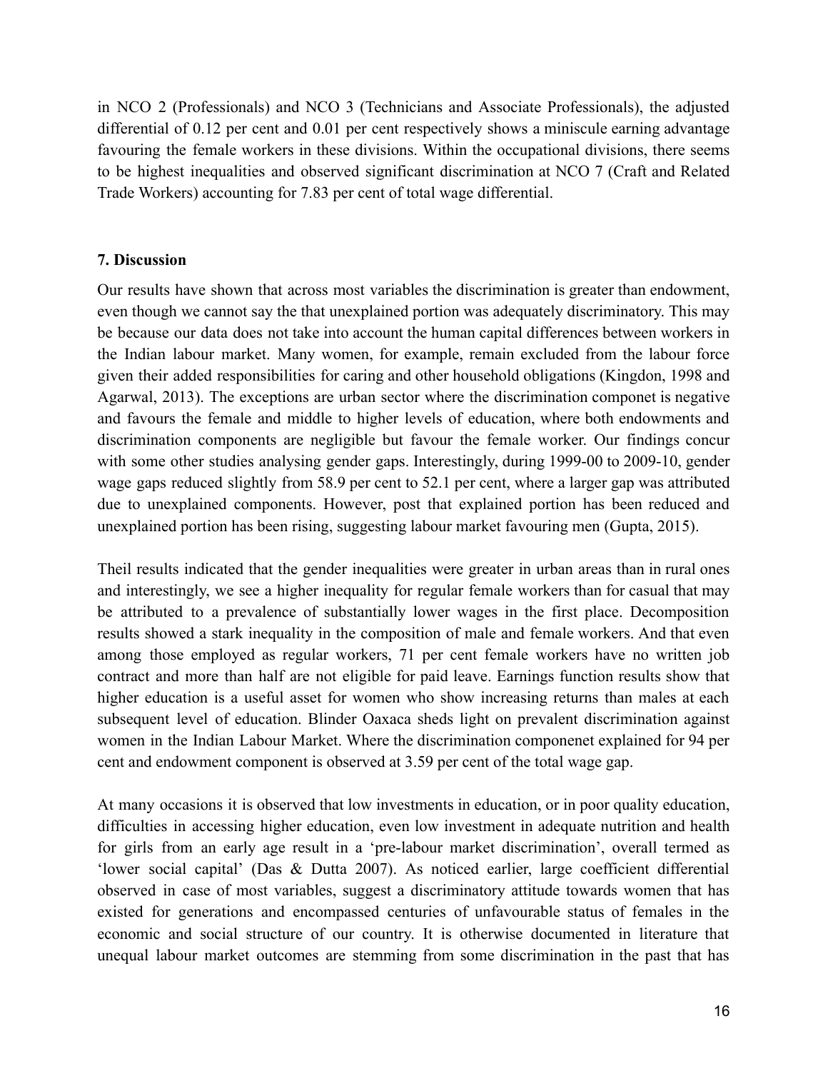in NCO 2 (Professionals) and NCO 3 (Technicians and Associate Professionals), the adjusted differential of 0.12 per cent and 0.01 per cent respectively shows a miniscule earning advantage favouring the female workers in these divisions. Within the occupational divisions, there seems to be highest inequalities and observed significant discrimination at NCO 7 (Craft and Related Trade Workers) accounting for 7.83 per cent of total wage differential.

## 7. Discussion

Our results have shown that across most variables the discrimination is greater than endowment, even though we cannot say the that unexplained portion was adequately discriminatory. This may be because our data does not take into account the human capital differences between workers in the Indian labour market. Many women, for example, remain excluded from the labour force given their added responsibilities for caring and other household obligations (Kingdon, 1998 and Agarwal, 2013). The exceptions are urban sector where the discrimination componet is negative and favours the female and middle to higher levels of education, where both endowments and discrimination components are negligible but favour the female worker. Our findings concur with some other studies analysing gender gaps. Interestingly, during 1999-00 to 2009-10, gender wage gaps reduced slightly from 58.9 per cent to 52.1 per cent, where a larger gap was attributed due to unexplained components. However, post that explained portion has been reduced and unexplained portion has been rising, suggesting labour market favouring men (Gupta, 2015).

Theil results indicated that the gender inequalities were greater in urban areas than in rural ones and interestingly, we see a higher inequality for regular female workers than for casual that may be attributed to a prevalence of substantially lower wages in the first place. Decomposition results showed a stark inequality in the composition of male and female workers. And that even among those employed as regular workers, 71 per cent female workers have no written job contract and more than half are not eligible for paid leave. Earnings function results show that higher education is a useful asset for women who show increasing returns than males at each subsequent level of education. Blinder Oaxaca sheds light on prevalent discrimination against women in the Indian Labour Market. Where the discrimination componenet explained for 94 per cent and endowment component is observed at 3.59 per cent of the total wage gap.

At many occasions it is observed that low investments in education, or in poor quality education, difficulties in accessing higher education, even low investment in adequate nutrition and health for girls from an early age result in a 'pre-labour market discrimination', overall termed as 'lower social capital' (Das & Dutta 2007). As noticed earlier, large coefficient differential observed in case of most variables, suggest a discriminatory attitude towards women that has existed for generations and encompassed centuries of unfavourable status of females in the economic and social structure of our country. It is otherwise documented in literature that unequal labour market outcomes are stemming from some discrimination in the past that has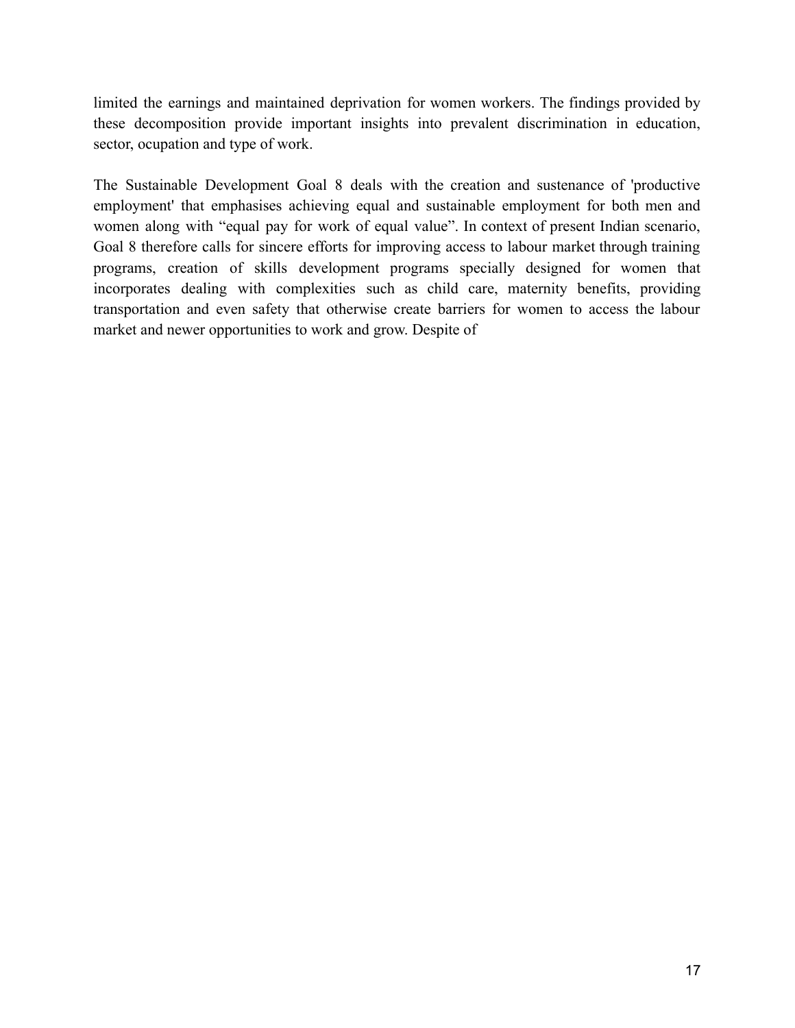limited the earnings and maintained deprivation for women workers. The findings provided by these decomposition provide important insights into prevalent discrimination in education, sector, ocupation and type of work.

The Sustainable Development Goal 8 deals with the creation and sustenance of 'productive employment' that emphasises achieving equal and sustainable employment for both men and women along with “equal pay for work of equal value”. In context of present Indian scenario, Goal 8 therefore calls for sincere efforts for improving access to labour market through training programs, creation of skills development programs specially designed for women that incorporates dealing with complexities such as child care, maternity benefits, providing transportation and even safety that otherwise create barriers for women to access the labour market and newer opportunities to work and grow. Despite of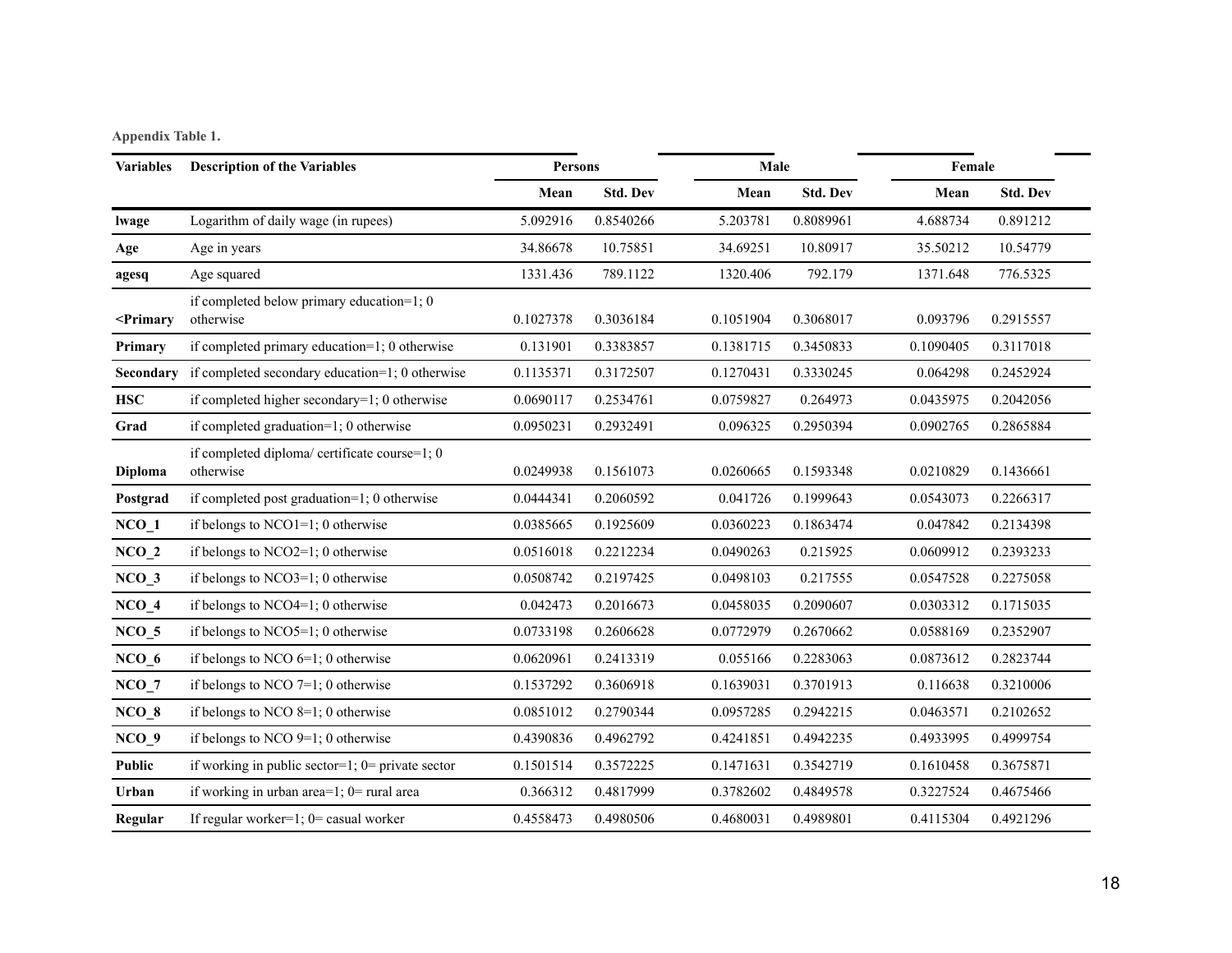**Appendix Table 1.**

| Variables | Description of the Variables | Persons | | Male | | Female | |
|---|---|---|---|---|---|---|---|
| | | Mean | Std. Dev | Mean | Std. Dev | Mean | Std. Dev |
| **lwage** | Logarithm of daily wage (in rupees) | 5.092916 | 0.8540266 | 5.203781 | 0.8089961 | 4.688734 | 0.891212 |
| **Age** | Age in years | 34.86678 | 10.75851 | 34.69251 | 10.80917 | 35.50212 | 10.54779 |
| **agesq** | Age squared | 1331.436 | 789.1122 | 1320.406 | 792.179 | 1371.648 | 776.5325 |
| **<Primary** | if completed below primary education=1; 0 otherwise | 0.1027378 | 0.3036184 | 0.1051904 | 0.3068017 | 0.093796 | 0.2915557 |
| **Primary** | if completed primary education=1; 0 otherwise | 0.131901 | 0.3383857 | 0.1381715 | 0.3450833 | 0.1090405 | 0.3117018 |
| **Secondary** | if completed secondary education=1; 0 otherwise | 0.1135371 | 0.3172507 | 0.1270431 | 0.3330245 | 0.064298 | 0.2452924 |
| **HSC** | if completed higher secondary=1; 0 otherwise | 0.0690117 | 0.2534761 | 0.0759827 | 0.264973 | 0.0435975 | 0.2042056 |
| **Grad** | if completed graduation=1; 0 otherwise | 0.0950231 | 0.2932491 | 0.096325 | 0.2950394 | 0.0902765 | 0.2865884 |
| **Diploma** | if completed diploma/ certificate course=1; 0 otherwise | 0.0249938 | 0.1561073 | 0.0260665 | 0.1593348 | 0.0210829 | 0.1436661 |
| **Postgrad** | if completed post graduation=1; 0 otherwise | 0.0444341 | 0.2060592 | 0.041726 | 0.1999643 | 0.0543073 | 0.2266317 |
| **NCO_1** | if belongs to NCO1=1; 0 otherwise | 0.0385665 | 0.1925609 | 0.0360223 | 0.1863474 | 0.047842 | 0.2134398 |
| **NCO_2** | if belongs to NCO2=1; 0 otherwise | 0.0516018 | 0.2212234 | 0.0490263 | 0.215925 | 0.0609912 | 0.2393233 |
| **NCO_3** | if belongs to NCO3=1; 0 otherwise | 0.0508742 | 0.2197425 | 0.0498103 | 0.217555 | 0.0547528 | 0.2275058 |
| **NCO_4** | if belongs to NCO4=1; 0 otherwise | 0.042473 | 0.2016673 | 0.0458035 | 0.2090607 | 0.0303312 | 0.1715035 |
| **NCO_5** | if belongs to NCO5=1; 0 otherwise | 0.0733198 | 0.2606628 | 0.0772979 | 0.2670662 | 0.0588169 | 0.2352907 |
| **NCO_6** | if belongs to NCO 6=1; 0 otherwise | 0.0620961 | 0.2413319 | 0.055166 | 0.2283063 | 0.0873612 | 0.2823744 |
| **NCO_7** | if belongs to NCO 7=1; 0 otherwise | 0.1537292 | 0.3606918 | 0.1639031 | 0.3701913 | 0.116638 | 0.3210006 |
| **NCO_8** | if belongs to NCO 8=1; 0 otherwise | 0.0851012 | 0.2790344 | 0.0957285 | 0.2942215 | 0.0463571 | 0.2102652 |
| **NCO_9** | if belongs to NCO 9=1; 0 otherwise | 0.4390836 | 0.4962792 | 0.4241851 | 0.4942235 | 0.4933995 | 0.4999754 |
| **Public** | if working in public sector=1; 0= private sector | 0.1501514 | 0.3572225 | 0.1471631 | 0.3542719 | 0.1610458 | 0.3675871 |
| **Urban** | if working in urban area=1; 0= rural area | 0.366312 | 0.4817999 | 0.3782602 | 0.4849578 | 0.3227524 | 0.4675466 |
| **Regular** | If regular worker=1; 0= casual worker | 0.4558473 | 0.4980506 | 0.4680031 | 0.4989801 | 0.4115304 | 0.4921296 |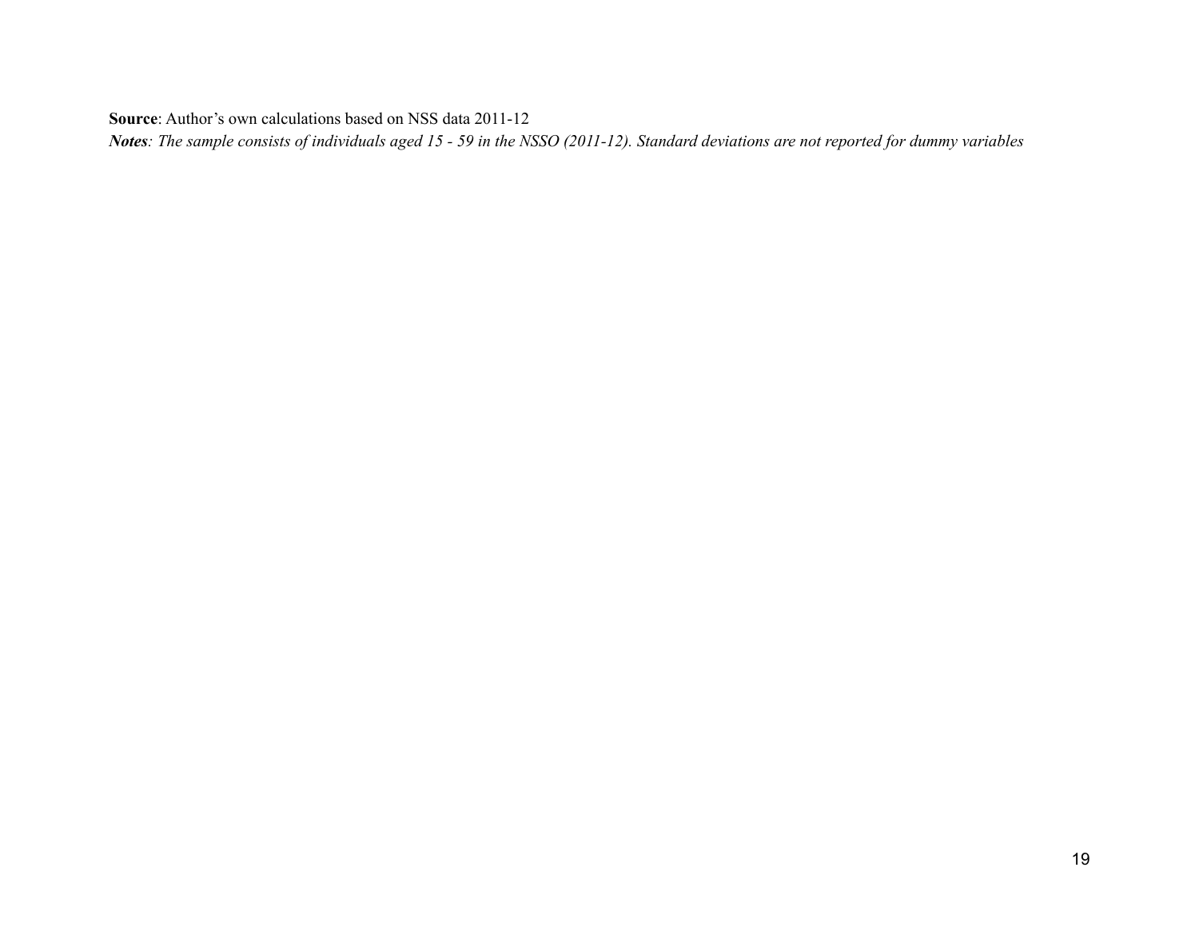**Source**: Author's own calculations based on NSS data 2011-12

***Notes**: The sample consists of individuals aged 15 - 59 in the NSSO (2011-12). Standard deviations are not reported for dummy variables*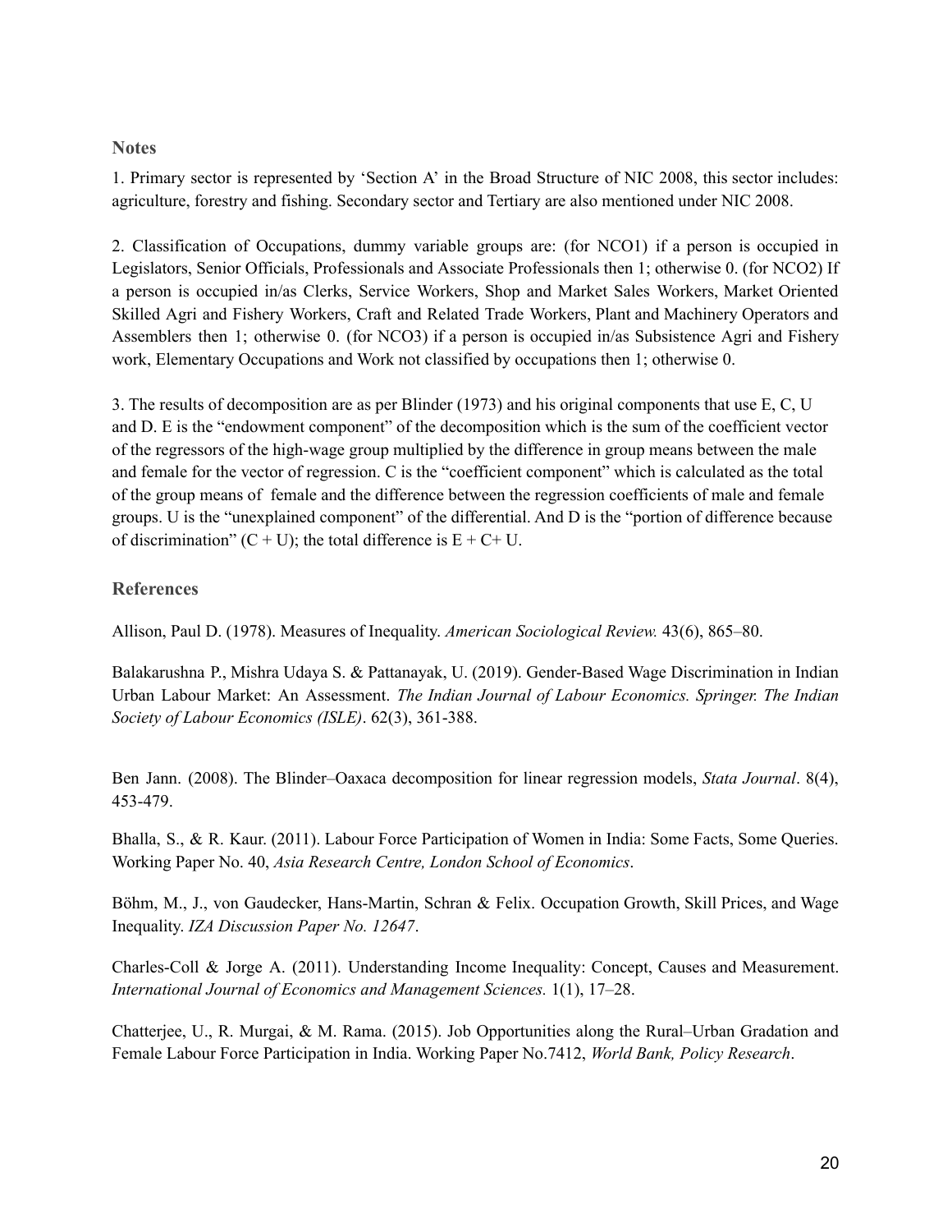## Notes

1. Primary sector is represented by 'Section A' in the Broad Structure of NIC 2008, this sector includes: agriculture, forestry and fishing. Secondary sector and Tertiary are also mentioned under NIC 2008.

2. Classification of Occupations, dummy variable groups are: (for NCO1) if a person is occupied in Legislators, Senior Officials, Professionals and Associate Professionals then 1; otherwise 0. (for NCO2) If a person is occupied in/as Clerks, Service Workers, Shop and Market Sales Workers, Market Oriented Skilled Agri and Fishery Workers, Craft and Related Trade Workers, Plant and Machinery Operators and Assemblers then 1; otherwise 0. (for NCO3) if a person is occupied in/as Subsistence Agri and Fishery work, Elementary Occupations and Work not classified by occupations then 1; otherwise 0.

3. The results of decomposition are as per Blinder (1973) and his original components that use E, C, U and D. E is the "endowment component" of the decomposition which is the sum of the coefficient vector of the regressors of the high-wage group multiplied by the difference in group means between the male and female for the vector of regression. C is the "coefficient component" which is calculated as the total of the group means of female and the difference between the regression coefficients of male and female groups. U is the "unexplained component" of the differential. And D is the "portion of difference because of discrimination" (C + U); the total difference is E + C+ U.

## References

Allison, Paul D. (1978). Measures of Inequality. *American Sociological Review.* 43(6), 865–80.

Balakarushna P., Mishra Udaya S. & Pattanayak, U. (2019). Gender-Based Wage Discrimination in Indian Urban Labour Market: An Assessment. *The Indian Journal of Labour Economics. Springer. The Indian Society of Labour Economics (ISLE)*. 62(3), 361-388.

Ben Jann. (2008). The Blinder–Oaxaca decomposition for linear regression models, *Stata Journal*. 8(4), 453-479.

Bhalla, S., & R. Kaur. (2011). Labour Force Participation of Women in India: Some Facts, Some Queries. Working Paper No. 40, *Asia Research Centre, London School of Economics*.

Böhm, M., J., von Gaudecker, Hans-Martin, Schran & Felix. Occupation Growth, Skill Prices, and Wage Inequality. *IZA Discussion Paper No. 12647*.

Charles-Coll & Jorge A. (2011). Understanding Income Inequality: Concept, Causes and Measurement. *International Journal of Economics and Management Sciences.* 1(1), 17–28.

Chatterjee, U., R. Murgai, & M. Rama. (2015). Job Opportunities along the Rural–Urban Gradation and Female Labour Force Participation in India. Working Paper No.7412, *World Bank, Policy Research*.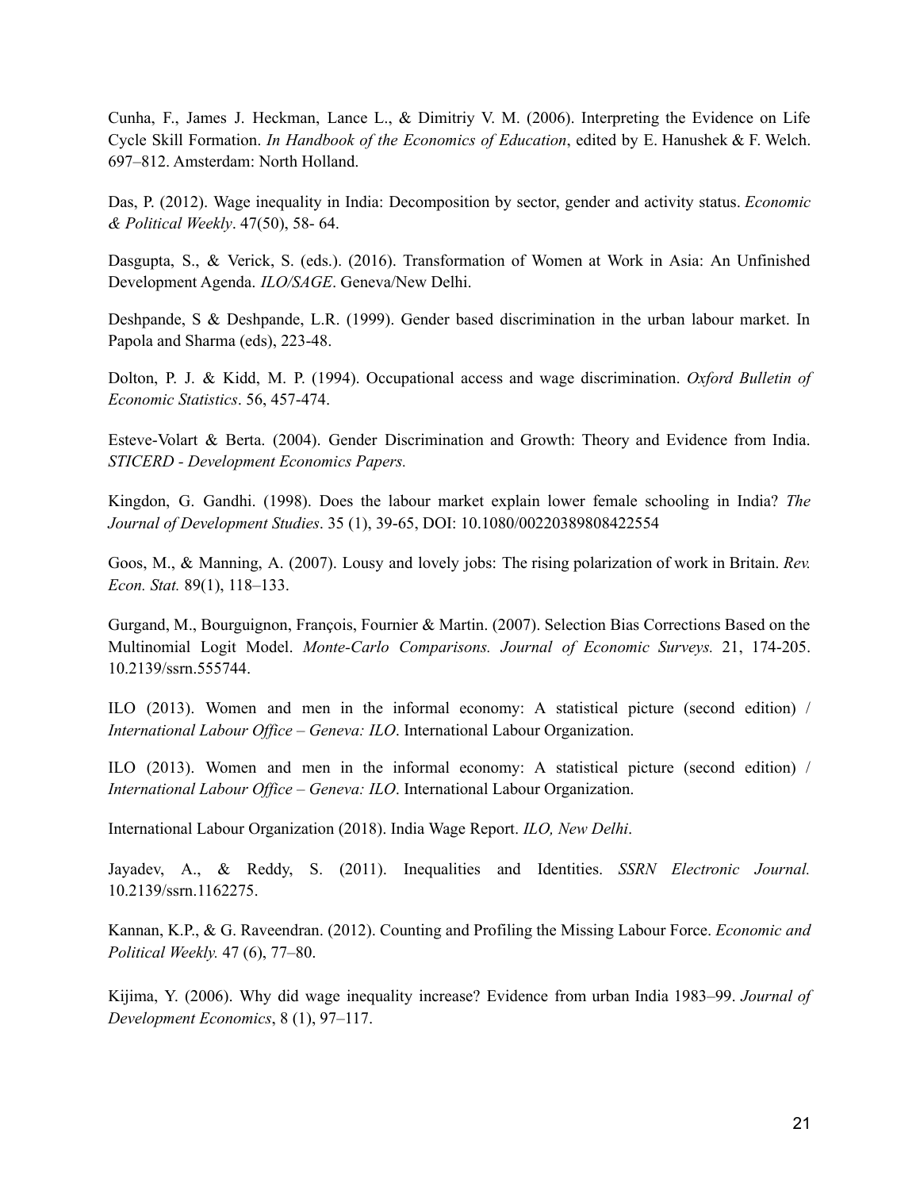Cunha, F., James J. Heckman, Lance L., & Dimitriy V. M. (2006). Interpreting the Evidence on Life Cycle Skill Formation. *In Handbook of the Economics of Education*, edited by E. Hanushek & F. Welch. 697–812. Amsterdam: North Holland.

Das, P. (2012). Wage inequality in India: Decomposition by sector, gender and activity status. *Economic & Political Weekly*. 47(50), 58- 64.

Dasgupta, S., & Verick, S. (eds.). (2016). Transformation of Women at Work in Asia: An Unfinished Development Agenda. *ILO/SAGE*. Geneva/New Delhi.

Deshpande, S & Deshpande, L.R. (1999). Gender based discrimination in the urban labour market. In Papola and Sharma (eds), 223-48.

Dolton, P. J. & Kidd, M. P. (1994). Occupational access and wage discrimination. *Oxford Bulletin of Economic Statistics*. 56, 457-474.

Esteve-Volart & Berta. (2004). Gender Discrimination and Growth: Theory and Evidence from India. *STICERD - Development Economics Papers.*

Kingdon, G. Gandhi. (1998). Does the labour market explain lower female schooling in India? *The Journal of Development Studies*. 35 (1), 39-65, DOI: 10.1080/00220389808422554

Goos, M., & Manning, A. (2007). Lousy and lovely jobs: The rising polarization of work in Britain. *Rev. Econ. Stat.* 89(1), 118–133.

Gurgand, M., Bourguignon, François, Fournier & Martin. (2007). Selection Bias Corrections Based on the Multinomial Logit Model. *Monte-Carlo Comparisons. Journal of Economic Surveys.* 21, 174-205. 10.2139/ssrn.555744.

ILO (2013). Women and men in the informal economy: A statistical picture (second edition) / *International Labour Office – Geneva: ILO*. International Labour Organization.

ILO (2013). Women and men in the informal economy: A statistical picture (second edition) / *International Labour Office – Geneva: ILO*. International Labour Organization.

International Labour Organization (2018). India Wage Report. *ILO, New Delhi*.

Jayadev, A., & Reddy, S. (2011). Inequalities and Identities. *SSRN Electronic Journal.* 10.2139/ssrn.1162275.

Kannan, K.P., & G. Raveendran. (2012). Counting and Profiling the Missing Labour Force. *Economic and Political Weekly.* 47 (6), 77–80.

Kijima, Y. (2006). Why did wage inequality increase? Evidence from urban India 1983–99. *Journal of Development Economics*, 8 (1), 97–117.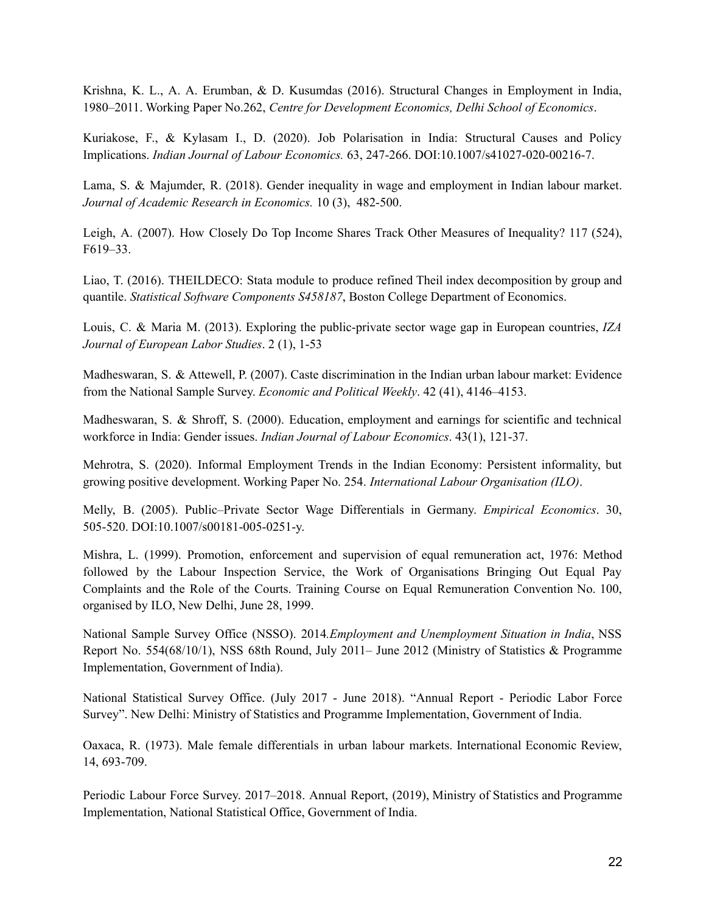Krishna, K. L., A. A. Erumban, & D. Kusumdas (2016). Structural Changes in Employment in India, 1980–2011. Working Paper No.262, *Centre for Development Economics, Delhi School of Economics*.

Kuriakose, F., & Kylasam I., D. (2020). Job Polarisation in India: Structural Causes and Policy Implications. *Indian Journal of Labour Economics.* 63, 247-266. DOI:10.1007/s41027-020-00216-7.

Lama, S. & Majumder, R. (2018). Gender inequality in wage and employment in Indian labour market. *Journal of Academic Research in Economics.* 10 (3), 482-500.

Leigh, A. (2007). How Closely Do Top Income Shares Track Other Measures of Inequality? 117 (524), F619–33.

Liao, T. (2016). THEILDECO: Stata module to produce refined Theil index decomposition by group and quantile. *Statistical Software Components S458187*, Boston College Department of Economics.

Louis, C. & Maria M. (2013). Exploring the public-private sector wage gap in European countries, *IZA Journal of European Labor Studies*. 2 (1), 1-53

Madheswaran, S. & Attewell, P. (2007). Caste discrimination in the Indian urban labour market: Evidence from the National Sample Survey. *Economic and Political Weekly*. 42 (41), 4146–4153.

Madheswaran, S. & Shroff, S. (2000). Education, employment and earnings for scientific and technical workforce in India: Gender issues. *Indian Journal of Labour Economics*. 43(1), 121-37.

Mehrotra, S. (2020). Informal Employment Trends in the Indian Economy: Persistent informality, but growing positive development. Working Paper No. 254. *International Labour Organisation (ILO)*.

Melly, B. (2005). Public–Private Sector Wage Differentials in Germany. *Empirical Economics*. 30, 505-520. DOI:10.1007/s00181-005-0251-y.

Mishra, L. (1999). Promotion, enforcement and supervision of equal remuneration act, 1976: Method followed by the Labour Inspection Service, the Work of Organisations Bringing Out Equal Pay Complaints and the Role of the Courts. Training Course on Equal Remuneration Convention No. 100, organised by ILO, New Delhi, June 28, 1999.

National Sample Survey Office (NSSO). 2014*.Employment and Unemployment Situation in India*, NSS Report No. 554(68/10/1), NSS 68th Round, July 2011– June 2012 (Ministry of Statistics & Programme Implementation, Government of India).

National Statistical Survey Office. (July 2017 - June 2018). "Annual Report - Periodic Labor Force Survey". New Delhi: Ministry of Statistics and Programme Implementation, Government of India.

Oaxaca, R. (1973). Male female differentials in urban labour markets. International Economic Review, 14, 693-709.

Periodic Labour Force Survey. 2017–2018. Annual Report, (2019), Ministry of Statistics and Programme Implementation, National Statistical Office, Government of India.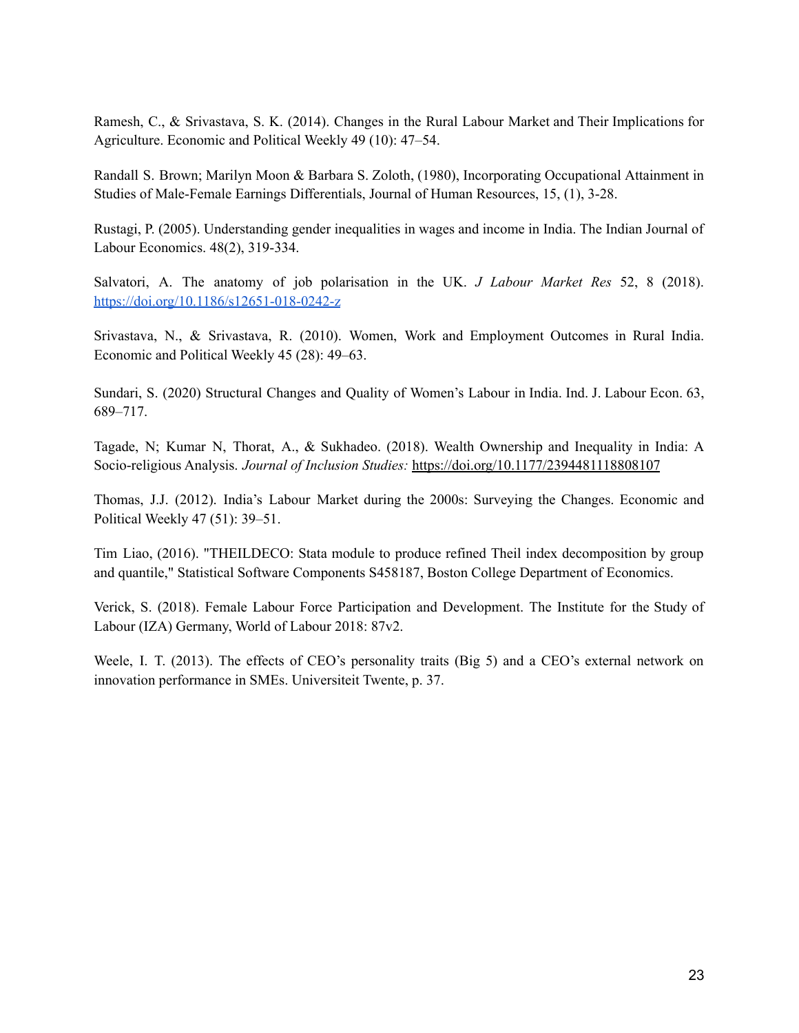Ramesh, C., & Srivastava, S. K. (2014). Changes in the Rural Labour Market and Their Implications for Agriculture. Economic and Political Weekly 49 (10): 47–54.

Randall S. Brown; Marilyn Moon & Barbara S. Zoloth, (1980), Incorporating Occupational Attainment in Studies of Male-Female Earnings Differentials, Journal of Human Resources, 15, (1), 3-28.

Rustagi, P. (2005). Understanding gender inequalities in wages and income in India. The Indian Journal of Labour Economics. 48(2), 319-334.

Salvatori, A. The anatomy of job polarisation in the UK. *J Labour Market Res* 52, 8 (2018). https://doi.org/10.1186/s12651-018-0242-z

Srivastava, N., & Srivastava, R. (2010). Women, Work and Employment Outcomes in Rural India. Economic and Political Weekly 45 (28): 49–63.

Sundari, S. (2020) Structural Changes and Quality of Women's Labour in India. Ind. J. Labour Econ. 63, 689–717.

Tagade, N; Kumar N, Thorat, A., & Sukhadeo. (2018). Wealth Ownership and Inequality in India: A Socio-religious Analysis. *Journal of Inclusion Studies:* https://doi.org/10.1177/2394481118808107

Thomas, J.J. (2012). India's Labour Market during the 2000s: Surveying the Changes. Economic and Political Weekly 47 (51): 39–51.

Tim Liao, (2016). "THEILDECO: Stata module to produce refined Theil index decomposition by group and quantile," Statistical Software Components S458187, Boston College Department of Economics.

Verick, S. (2018). Female Labour Force Participation and Development. The Institute for the Study of Labour (IZA) Germany, World of Labour 2018: 87v2.

Weele, I. T. (2013). The effects of CEO's personality traits (Big 5) and a CEO's external network on innovation performance in SMEs. Universiteit Twente, p. 37.